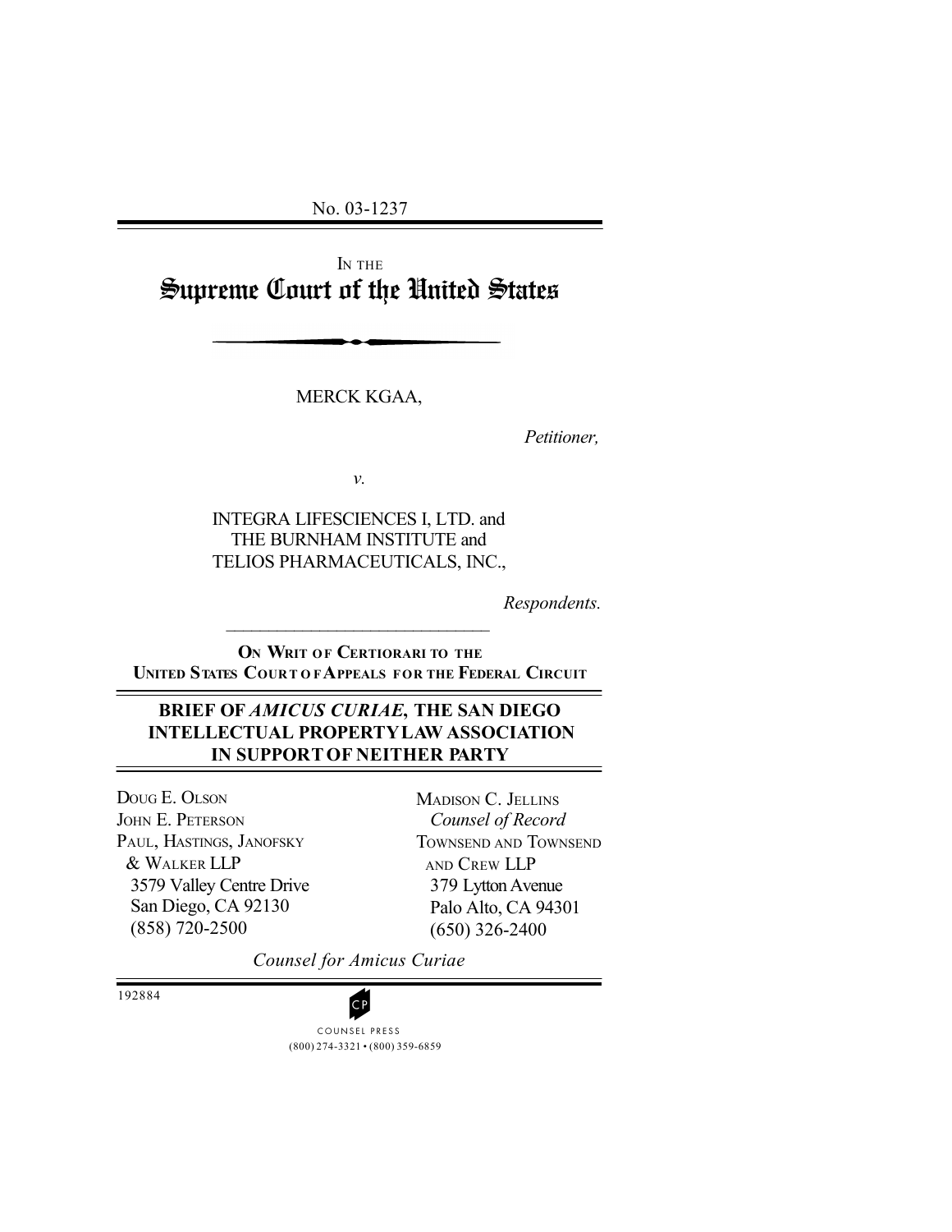No. 03-1237

IN THE

# Supreme Court of the United States

MERCK KGAA,

*Petitioner,*

*v.*

INTEGRA LIFESCIENCES I, LTD. and
THE BURNHAM INSTITUTE and
TELIOS PHARMACEUTICALS, INC.,

*Respondents.*

**ON WRIT OF CERTIORARI TO THE UNITED STATES COURT OF APPEALS FOR THE FEDERAL CIRCUIT**

## BRIEF OF *AMICUS CURIAE*, THE SAN DIEGO INTELLECTUAL PROPERTY LAW ASSOCIATION IN SUPPORT OF NEITHER PARTY

DOUG E. OLSON
JOHN E. PETERSON
PAUL, HASTINGS, JANOFSKY & WALKER LLP
3579 Valley Centre Drive
San Diego, CA 92130
(858) 720-2500

MADISON C. JELLINS
*Counsel of Record*
TOWNSEND AND TOWNSEND AND CREW LLP
379 Lytton Avenue
Palo Alto, CA 94301
(650) 326-2400

*Counsel for Amicus Curiae*

192884

COUNSEL PRESS
(800) 274-3321 • (800) 359-6859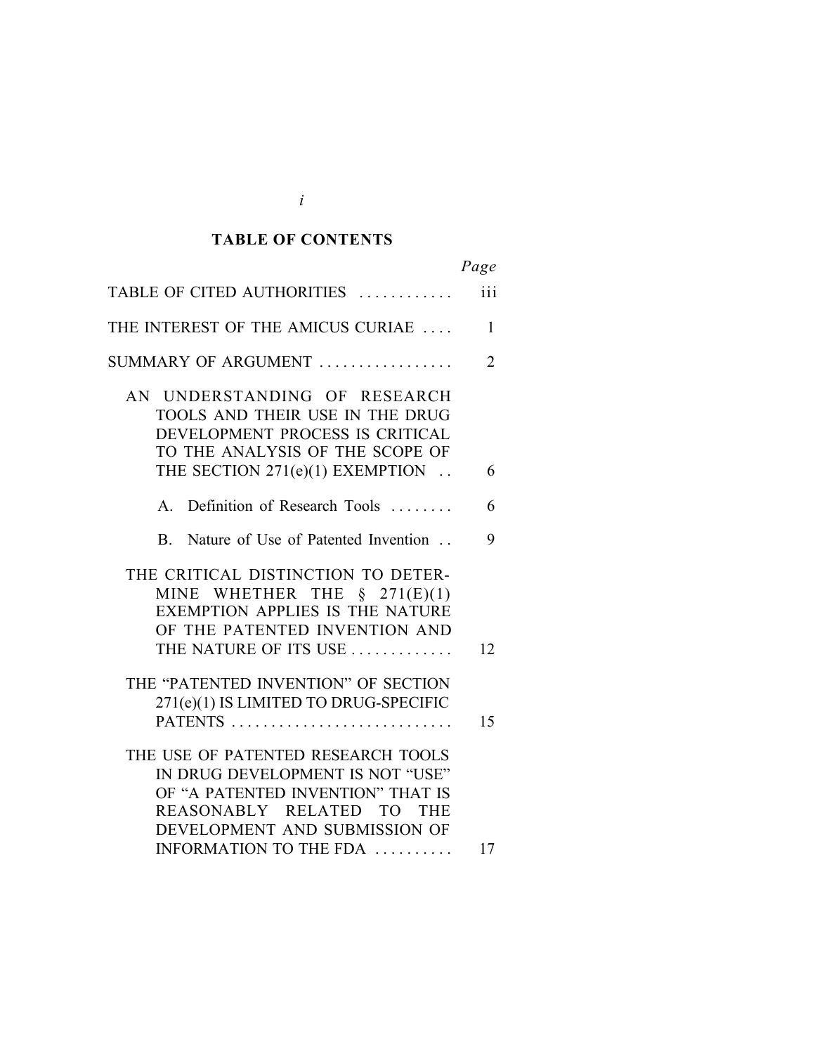## TABLE OF CONTENTS

| | Page |
|---|---|
| TABLE OF CITED AUTHORITIES | iii |
| THE INTEREST OF THE AMICUS CURIAE | 1 |
| SUMMARY OF ARGUMENT | 2 |
| AN UNDERSTANDING OF RESEARCH TOOLS AND THEIR USE IN THE DRUG DEVELOPMENT PROCESS IS CRITICAL TO THE ANALYSIS OF THE SCOPE OF THE SECTION 271(e)(1) EXEMPTION | 6 |
| A. Definition of Research Tools | 6 |
| B. Nature of Use of Patented Invention | 9 |
| THE CRITICAL DISTINCTION TO DETERMINE WHETHER THE § 271(E)(1) EXEMPTION APPLIES IS THE NATURE OF THE PATENTED INVENTION AND THE NATURE OF ITS USE | 12 |
| THE "PATENTED INVENTION" OF SECTION 271(e)(1) IS LIMITED TO DRUG-SPECIFIC PATENTS | 15 |
| THE USE OF PATENTED RESEARCH TOOLS IN DRUG DEVELOPMENT IS NOT "USE" OF "A PATENTED INVENTION" THAT IS REASONABLY RELATED TO THE DEVELOPMENT AND SUBMISSION OF INFORMATION TO THE FDA | 17 |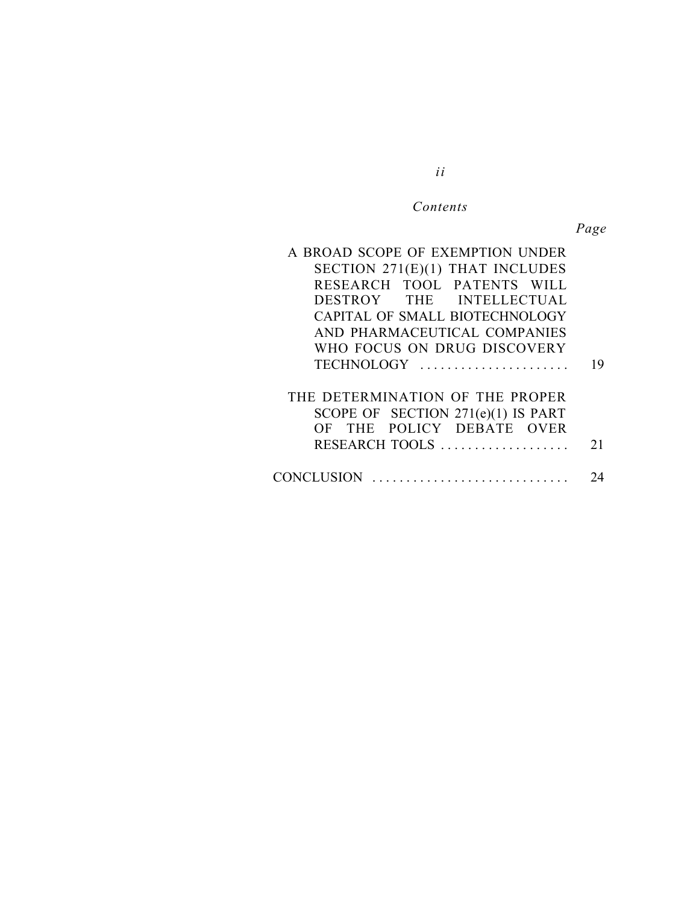*Contents*

*Page*

A BROAD SCOPE OF EXEMPTION UNDER SECTION 271(E)(1) THAT INCLUDES RESEARCH TOOL PATENTS WILL DESTROY THE INTELLECTUAL CAPITAL OF SMALL BIOTECHNOLOGY AND PHARMACEUTICAL COMPANIES WHO FOCUS ON DRUG DISCOVERY TECHNOLOGY . . . . . . . . . . . . . . . . . . . . . . 19

THE DETERMINATION OF THE PROPER SCOPE OF SECTION 271(e)(1) IS PART OF THE POLICY DEBATE OVER RESEARCH TOOLS . . . . . . . . . . . . . . . . . . . 21

CONCLUSION . . . . . . . . . . . . . . . . . . . . . . . . . . . . . 24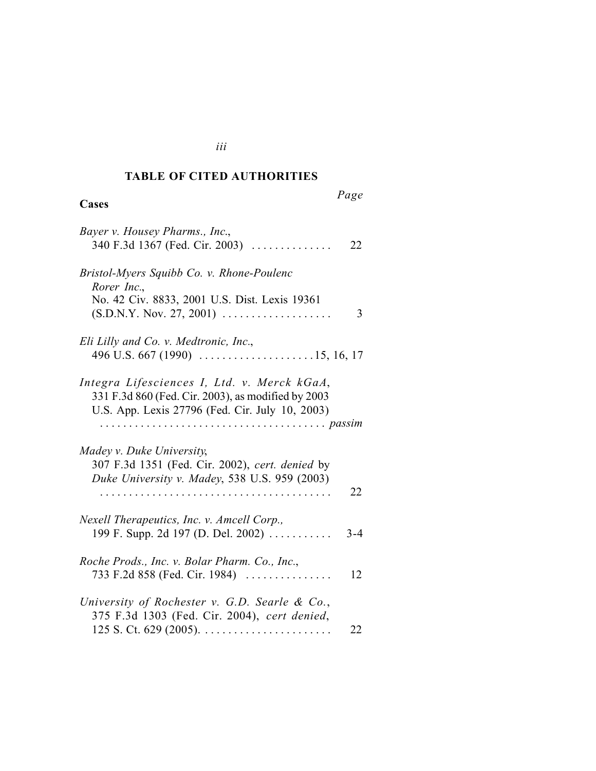## TABLE OF CITED AUTHORITIES

### Cases

*Page*

*Bayer v. Housey Pharms., Inc.*, 340 F.3d 1367 (Fed. Cir. 2003) . . . . . . . . . . . . . 22

*Bristol-Myers Squibb Co. v. Rhone-Poulenc Rorer Inc.*, No. 42 Civ. 8833, 2001 U.S. Dist. Lexis 19361 (S.D.N.Y. Nov. 27, 2001) . . . . . . . . . . . . . . . . . . . 3

*Eli Lilly and Co. v. Medtronic, Inc.*, 496 U.S. 667 (1990) . . . . . . . . . . . . . . . . . . . . 15, 16, 17

*Integra Lifesciences I, Ltd. v. Merck kGaA*, 331 F.3d 860 (Fed. Cir. 2003), as modified by 2003 U.S. App. Lexis 27796 (Fed. Cir. July 10, 2003) . . . . . . . . . . . . . . . . . . . . . . . . . . . . . . . . . . . . . . *passim*

*Madey v. Duke University*, 307 F.3d 1351 (Fed. Cir. 2002), *cert. denied* by *Duke University v. Madey*, 538 U.S. 959 (2003) . . . . . . . . . . . . . . . . . . . . . . . . . . . . . . . . . . . . . . 22

*Nexell Therapeutics, Inc. v. Amcell Corp.,* 199 F. Supp. 2d 197 (D. Del. 2002) . . . . . . . . . . . 3-4

*Roche Prods., Inc. v. Bolar Pharm. Co., Inc.*, 733 F.2d 858 (Fed. Cir. 1984) . . . . . . . . . . . . . . . 12

*University of Rochester v. G.D. Searle & Co.*, 375 F.3d 1303 (Fed. Cir. 2004), *cert denied*, 125 S. Ct. 629 (2005). . . . . . . . . . . . . . . . . . . . . . . 22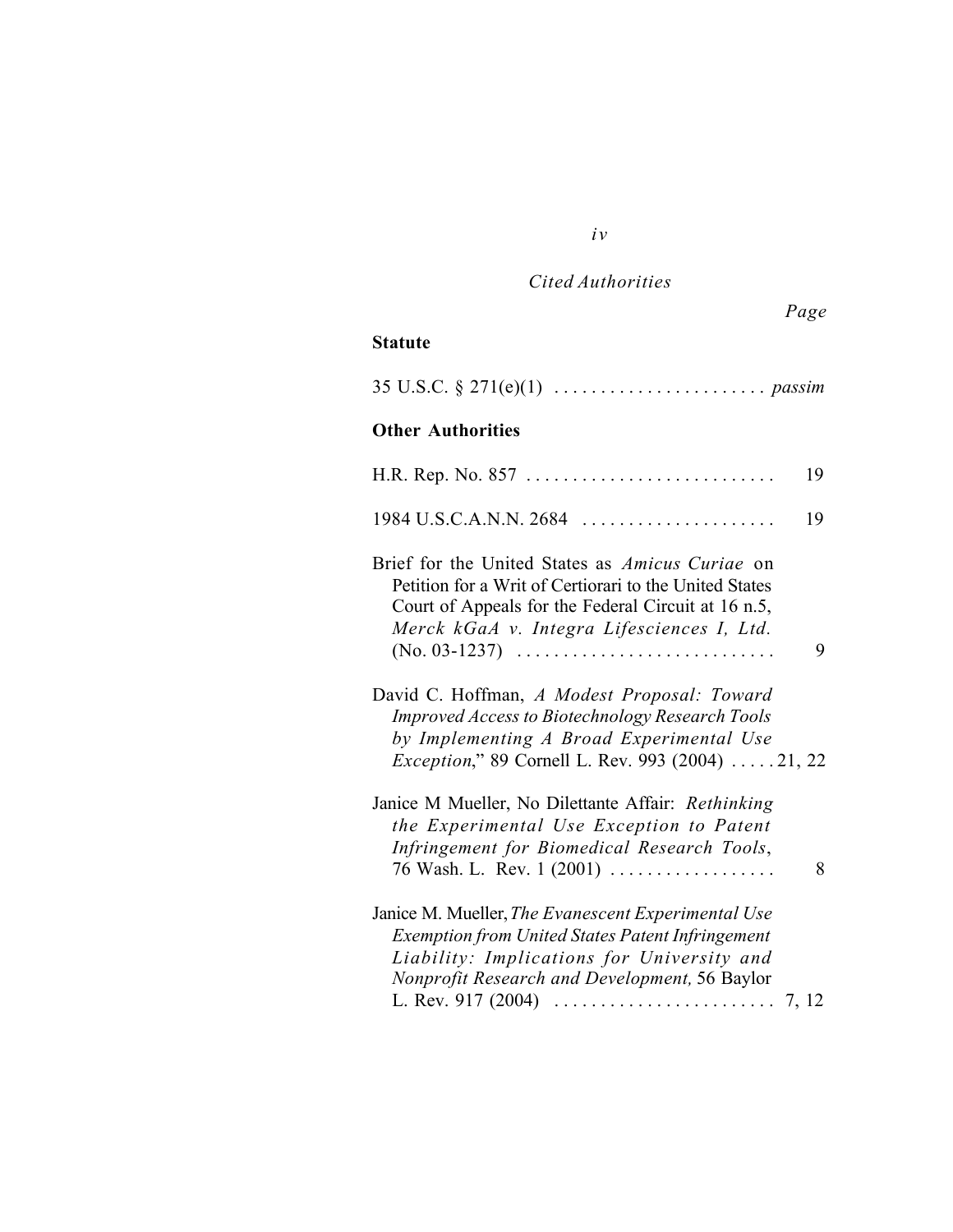*Cited Authorities*

*Page*

**Statute**

35 U.S.C. § 271(e)(1) . . . . . . . . . . . . . . . . . . . . . . . *passim*

**Other Authorities**

H.R. Rep. No. 857 . . . . . . . . . . . . . . . . . . . . . . . . . . . 19

1984 U.S.C.A.N.N. 2684 . . . . . . . . . . . . . . . . . . . . . 19

Brief for the United States as *Amicus Curiae* on Petition for a Writ of Certiorari to the United States Court of Appeals for the Federal Circuit at 16 n.5, *Merck kGaA v. Integra Lifesciences I, Ltd.* (No. 03-1237) . . . . . . . . . . . . . . . . . . . . . . . . . . . . 9

David C. Hoffman, *A Modest Proposal: Toward Improved Access to Biotechnology Research Tools by Implementing A Broad Experimental Use Exception*," 89 Cornell L. Rev. 993 (2004) . . . . . 21, 22

Janice M Mueller, No Dilettante Affair: *Rethinking the Experimental Use Exception to Patent Infringement for Biomedical Research Tools*, 76 Wash. L. Rev. 1 (2001) . . . . . . . . . . . . . . . . . . 8

Janice M. Mueller, *The Evanescent Experimental Use Exemption from United States Patent Infringement Liability: Implications for University and Nonprofit Research and Development,* 56 Baylor L. Rev. 917 (2004) . . . . . . . . . . . . . . . . . . . . . . . . 7, 12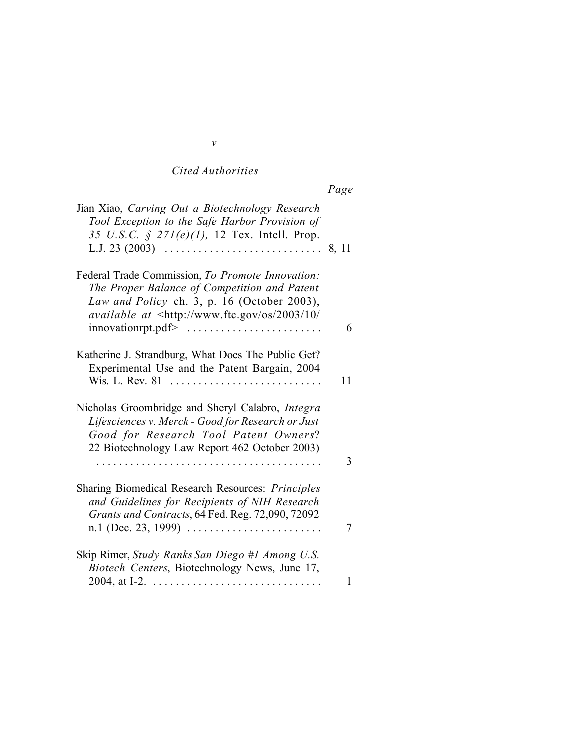*Cited Authorities*

*Page*

Jian Xiao, *Carving Out a Biotechnology Research Tool Exception to the Safe Harbor Provision of 35 U.S.C. § 271(e)(1),* 12 Tex. Intell. Prop. L.J. 23 (2003) . . . . . . . . . . . . . . . . . . . . . . . . . . . . 8, 11

Federal Trade Commission, *To Promote Innovation: The Proper Balance of Competition and Patent Law and Policy* ch. 3, p. 16 (October 2003), *available at* <http://www.ftc.gov/os/2003/10/innovationrpt.pdf> . . . . . . . . . . . . . . . . . . . . . . . . 6

Katherine J. Strandburg, What Does The Public Get? Experimental Use and the Patent Bargain, 2004 Wis. L. Rev. 81 . . . . . . . . . . . . . . . . . . . . . . . . . . . 11

Nicholas Groombridge and Sheryl Calabro, *Integra Lifesciences v. Merck - Good for Research or Just Good for Research Tool Patent Owners*? 22 Biotechnology Law Report 462 October 2003) . . . . . . . . . . . . . . . . . . . . . . . . . . . . . . . . . . . . . . . . 3

Sharing Biomedical Research Resources: *Principles and Guidelines for Recipients of NIH Research Grants and Contracts*, 64 Fed. Reg. 72,090, 72092 n.1 (Dec. 23, 1999) . . . . . . . . . . . . . . . . . . . . . . . . 7

Skip Rimer, *Study Ranks San Diego #1 Among U.S. Biotech Centers*, Biotechnology News, June 17, 2004, at I-2. . . . . . . . . . . . . . . . . . . . . . . . . . . . . . . 1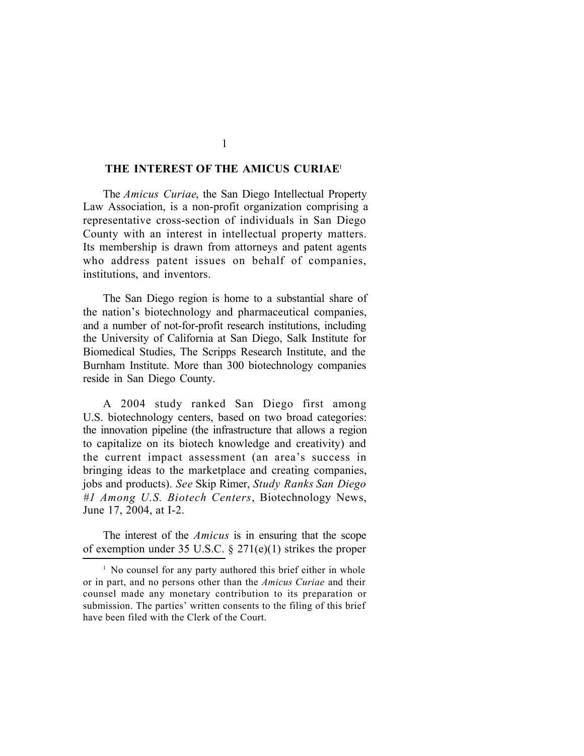## THE INTEREST OF THE AMICUS CURIAE[1]

The *Amicus Curiae*, the San Diego Intellectual Property Law Association, is a non-profit organization comprising a representative cross-section of individuals in San Diego County with an interest in intellectual property matters. Its membership is drawn from attorneys and patent agents who address patent issues on behalf of companies, institutions, and inventors.

The San Diego region is home to a substantial share of the nation's biotechnology and pharmaceutical companies, and a number of not-for-profit research institutions, including the University of California at San Diego, Salk Institute for Biomedical Studies, The Scripps Research Institute, and the Burnham Institute. More than 300 biotechnology companies reside in San Diego County.

A 2004 study ranked San Diego first among U.S. biotechnology centers, based on two broad categories: the innovation pipeline (the infrastructure that allows a region to capitalize on its biotech knowledge and creativity) and the current impact assessment (an area's success in bringing ideas to the marketplace and creating companies, jobs and products). *See* Skip Rimer, *Study Ranks San Diego #1 Among U.S. Biotech Centers*, Biotechnology News, June 17, 2004, at I-2.

The interest of the *Amicus* is in ensuring that the scope of exemption under 35 U.S.C. § 271(e)(1) strikes the proper

---

[1] No counsel for any party authored this brief either in whole or in part, and no persons other than the *Amicus Curiae* and their counsel made any monetary contribution to its preparation or submission. The parties' written consents to the filing of this brief have been filed with the Clerk of the Court.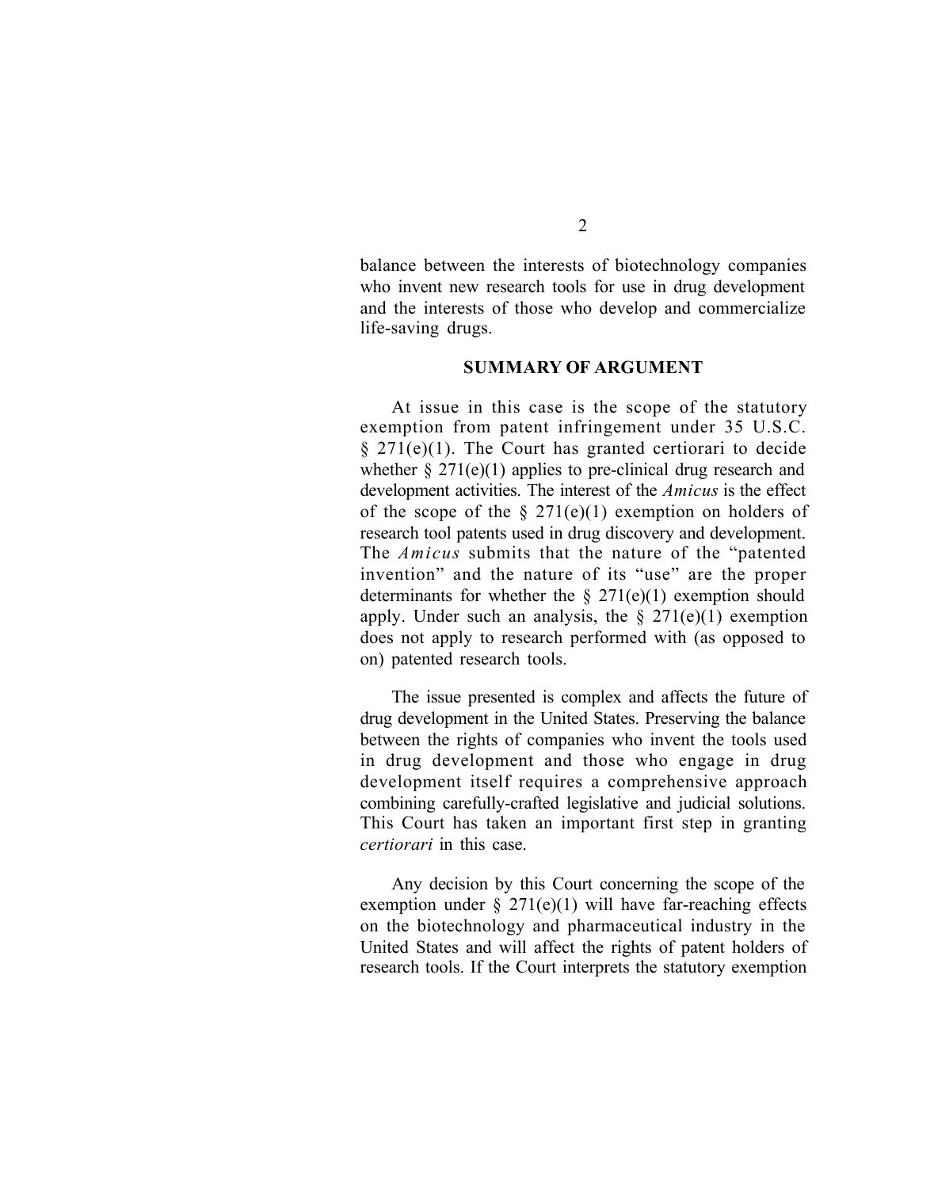balance between the interests of biotechnology companies who invent new research tools for use in drug development and the interests of those who develop and commercialize life-saving drugs.

## SUMMARY OF ARGUMENT

At issue in this case is the scope of the statutory exemption from patent infringement under 35 U.S.C. § 271(e)(1). The Court has granted certiorari to decide whether § 271(e)(1) applies to pre-clinical drug research and development activities. The interest of the *Amicus* is the effect of the scope of the § 271(e)(1) exemption on holders of research tool patents used in drug discovery and development. The *Amicus* submits that the nature of the "patented invention" and the nature of its "use" are the proper determinants for whether the § 271(e)(1) exemption should apply. Under such an analysis, the § 271(e)(1) exemption does not apply to research performed with (as opposed to on) patented research tools.

The issue presented is complex and affects the future of drug development in the United States. Preserving the balance between the rights of companies who invent the tools used in drug development and those who engage in drug development itself requires a comprehensive approach combining carefully-crafted legislative and judicial solutions. This Court has taken an important first step in granting *certiorari* in this case.

Any decision by this Court concerning the scope of the exemption under § 271(e)(1) will have far-reaching effects on the biotechnology and pharmaceutical industry in the United States and will affect the rights of patent holders of research tools. If the Court interprets the statutory exemption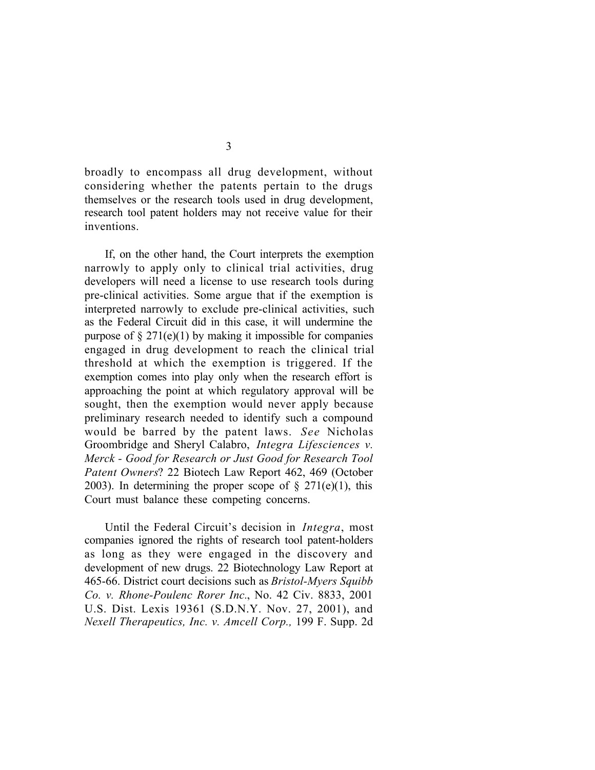broadly to encompass all drug development, without considering whether the patents pertain to the drugs themselves or the research tools used in drug development, research tool patent holders may not receive value for their inventions.

If, on the other hand, the Court interprets the exemption narrowly to apply only to clinical trial activities, drug developers will need a license to use research tools during pre-clinical activities. Some argue that if the exemption is interpreted narrowly to exclude pre-clinical activities, such as the Federal Circuit did in this case, it will undermine the purpose of § 271(e)(1) by making it impossible for companies engaged in drug development to reach the clinical trial threshold at which the exemption is triggered. If the exemption comes into play only when the research effort is approaching the point at which regulatory approval will be sought, then the exemption would never apply because preliminary research needed to identify such a compound would be barred by the patent laws. *See* Nicholas Groombridge and Sheryl Calabro, *Integra Lifesciences v. Merck - Good for Research or Just Good for Research Tool Patent Owners*? 22 Biotech Law Report 462, 469 (October 2003). In determining the proper scope of § 271(e)(1), this Court must balance these competing concerns.

Until the Federal Circuit's decision in *Integra*, most companies ignored the rights of research tool patent-holders as long as they were engaged in the discovery and development of new drugs. 22 Biotechnology Law Report at 465-66. District court decisions such as *Bristol-Myers Squibb Co. v. Rhone-Poulenc Rorer Inc.*, No. 42 Civ. 8833, 2001 U.S. Dist. Lexis 19361 (S.D.N.Y. Nov. 27, 2001), and *Nexell Therapeutics, Inc. v. Amcell Corp.,* 199 F. Supp. 2d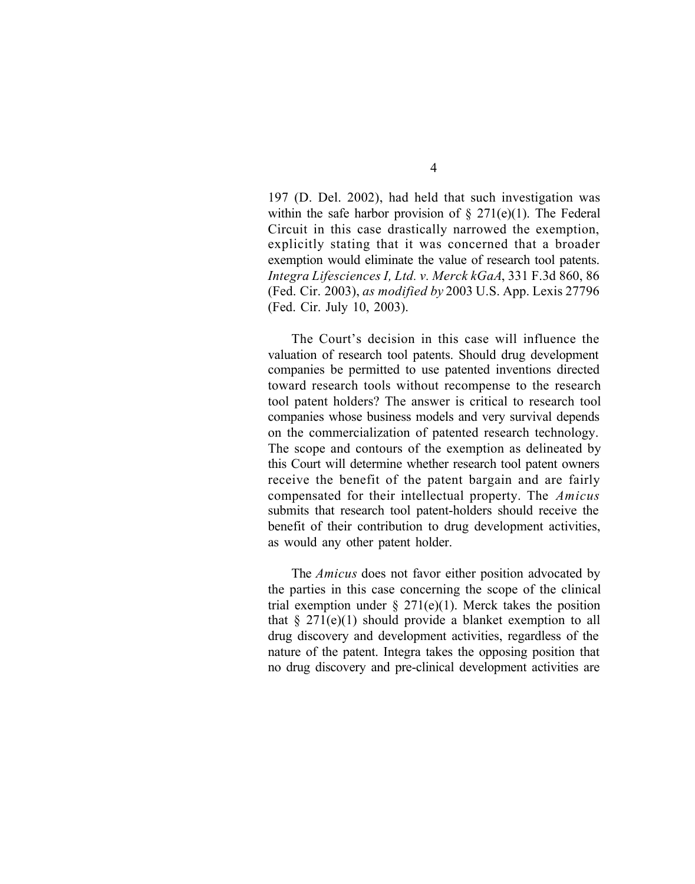197 (D. Del. 2002), had held that such investigation was within the safe harbor provision of § 271(e)(1). The Federal Circuit in this case drastically narrowed the exemption, explicitly stating that it was concerned that a broader exemption would eliminate the value of research tool patents. *Integra Lifesciences I, Ltd. v. Merck kGaA*, 331 F.3d 860, 86 (Fed. Cir. 2003), *as modified by* 2003 U.S. App. Lexis 27796 (Fed. Cir. July 10, 2003).

The Court's decision in this case will influence the valuation of research tool patents. Should drug development companies be permitted to use patented inventions directed toward research tools without recompense to the research tool patent holders? The answer is critical to research tool companies whose business models and very survival depends on the commercialization of patented research technology. The scope and contours of the exemption as delineated by this Court will determine whether research tool patent owners receive the benefit of the patent bargain and are fairly compensated for their intellectual property. The *Amicus* submits that research tool patent-holders should receive the benefit of their contribution to drug development activities, as would any other patent holder.

The *Amicus* does not favor either position advocated by the parties in this case concerning the scope of the clinical trial exemption under § 271(e)(1). Merck takes the position that § 271(e)(1) should provide a blanket exemption to all drug discovery and development activities, regardless of the nature of the patent. Integra takes the opposing position that no drug discovery and pre-clinical development activities are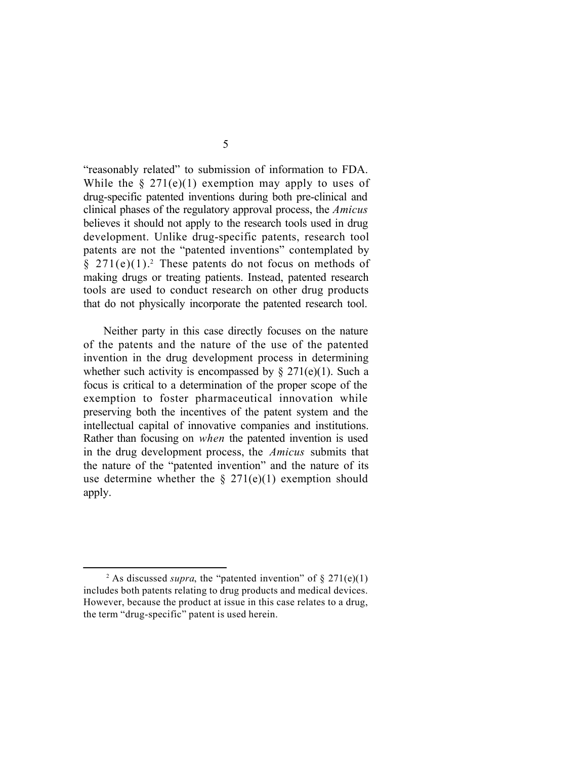"reasonably related" to submission of information to FDA. While the § 271(e)(1) exemption may apply to uses of drug-specific patented inventions during both pre-clinical and clinical phases of the regulatory approval process, the *Amicus* believes it should not apply to the research tools used in drug development. Unlike drug-specific patents, research tool patents are not the "patented inventions" contemplated by § 271(e)(1).[2] These patents do not focus on methods of making drugs or treating patients. Instead, patented research tools are used to conduct research on other drug products that do not physically incorporate the patented research tool.

Neither party in this case directly focuses on the nature of the patents and the nature of the use of the patented invention in the drug development process in determining whether such activity is encompassed by § 271(e)(1). Such a focus is critical to a determination of the proper scope of the exemption to foster pharmaceutical innovation while preserving both the incentives of the patent system and the intellectual capital of innovative companies and institutions. Rather than focusing on *when* the patented invention is used in the drug development process, the *Amicus* submits that the nature of the "patented invention" and the nature of its use determine whether the § 271(e)(1) exemption should apply.

---

[2] As discussed *supra*, the "patented invention" of § 271(e)(1) includes both patents relating to drug products and medical devices. However, because the product at issue in this case relates to a drug, the term "drug-specific" patent is used herein.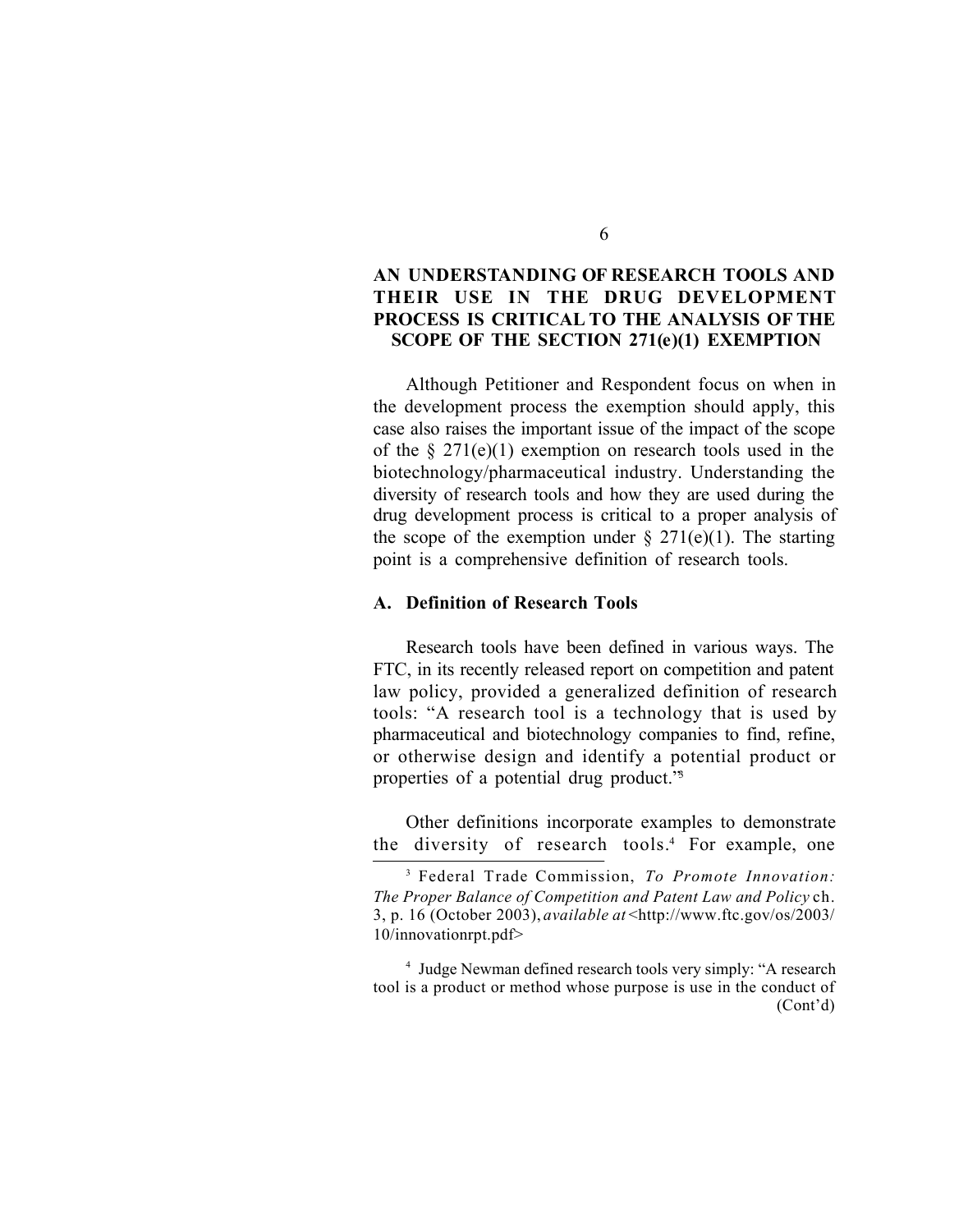## AN UNDERSTANDING OF RESEARCH TOOLS AND THEIR USE IN THE DRUG DEVELOPMENT PROCESS IS CRITICAL TO THE ANALYSIS OF THE SCOPE OF THE SECTION 271(e)(1) EXEMPTION

Although Petitioner and Respondent focus on when in the development process the exemption should apply, this case also raises the important issue of the impact of the scope of the § 271(e)(1) exemption on research tools used in the biotechnology/pharmaceutical industry. Understanding the diversity of research tools and how they are used during the drug development process is critical to a proper analysis of the scope of the exemption under § 271(e)(1). The starting point is a comprehensive definition of research tools.

### A. Definition of Research Tools

Research tools have been defined in various ways. The FTC, in its recently released report on competition and patent law policy, provided a generalized definition of research tools: "A research tool is a technology that is used by pharmaceutical and biotechnology companies to find, refine, or otherwise design and identify a potential product or properties of a potential drug product."[3]

Other definitions incorporate examples to demonstrate the diversity of research tools.[4] For example, one

---

[3] Federal Trade Commission, *To Promote Innovation: The Proper Balance of Competition and Patent Law and Policy* ch. 3, p. 16 (October 2003), *available at* <http://www.ftc.gov/os/2003/10/innovationrpt.pdf>

[4] Judge Newman defined research tools very simply: "A research tool is a product or method whose purpose is use in the conduct of (Cont'd)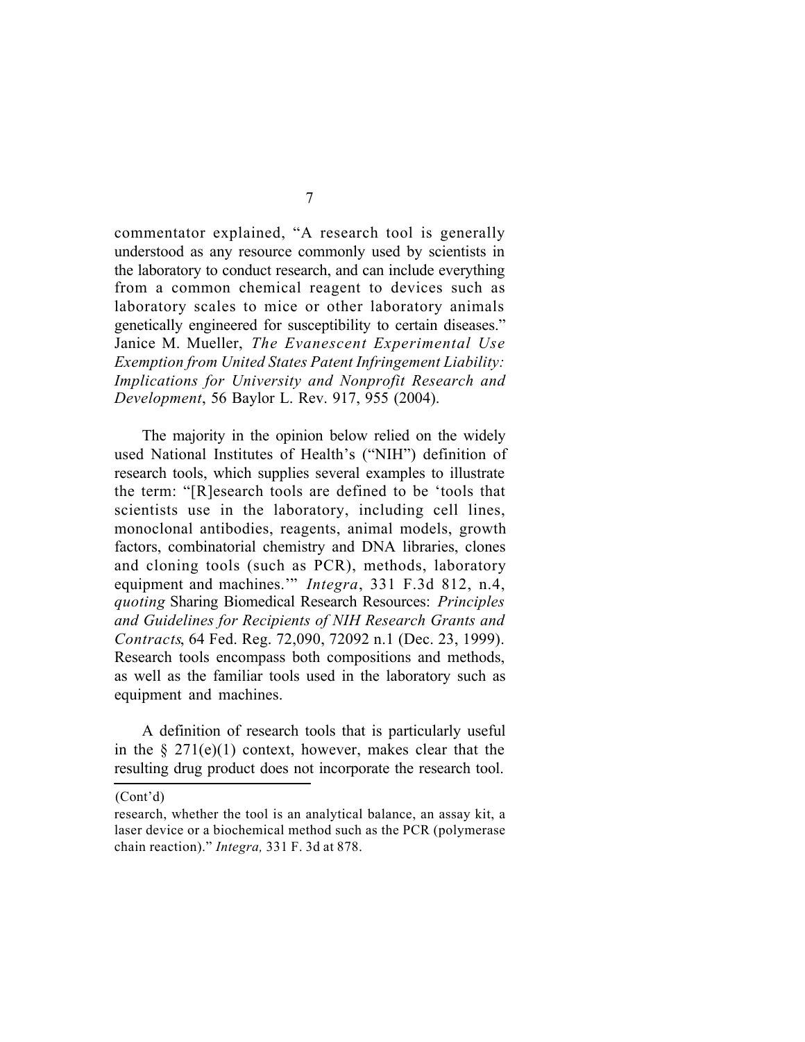commentator explained, "A research tool is generally understood as any resource commonly used by scientists in the laboratory to conduct research, and can include everything from a common chemical reagent to devices such as laboratory scales to mice or other laboratory animals genetically engineered for susceptibility to certain diseases." Janice M. Mueller, *The Evanescent Experimental Use Exemption from United States Patent Infringement Liability: Implications for University and Nonprofit Research and Development*, 56 Baylor L. Rev. 917, 955 (2004).

The majority in the opinion below relied on the widely used National Institutes of Health's ("NIH") definition of research tools, which supplies several examples to illustrate the term: "[R]esearch tools are defined to be 'tools that scientists use in the laboratory, including cell lines, monoclonal antibodies, reagents, animal models, growth factors, combinatorial chemistry and DNA libraries, clones and cloning tools (such as PCR), methods, laboratory equipment and machines.'" *Integra*, 331 F.3d 812, n.4, *quoting* Sharing Biomedical Research Resources: *Principles and Guidelines for Recipients of NIH Research Grants and Contracts*, 64 Fed. Reg. 72,090, 72092 n.1 (Dec. 23, 1999). Research tools encompass both compositions and methods, as well as the familiar tools used in the laboratory such as equipment and machines.

A definition of research tools that is particularly useful in the § 271(e)(1) context, however, makes clear that the resulting drug product does not incorporate the research tool.

---

(Cont'd)

research, whether the tool is an analytical balance, an assay kit, a laser device or a biochemical method such as the PCR (polymerase chain reaction)." *Integra,* 331 F. 3d at 878.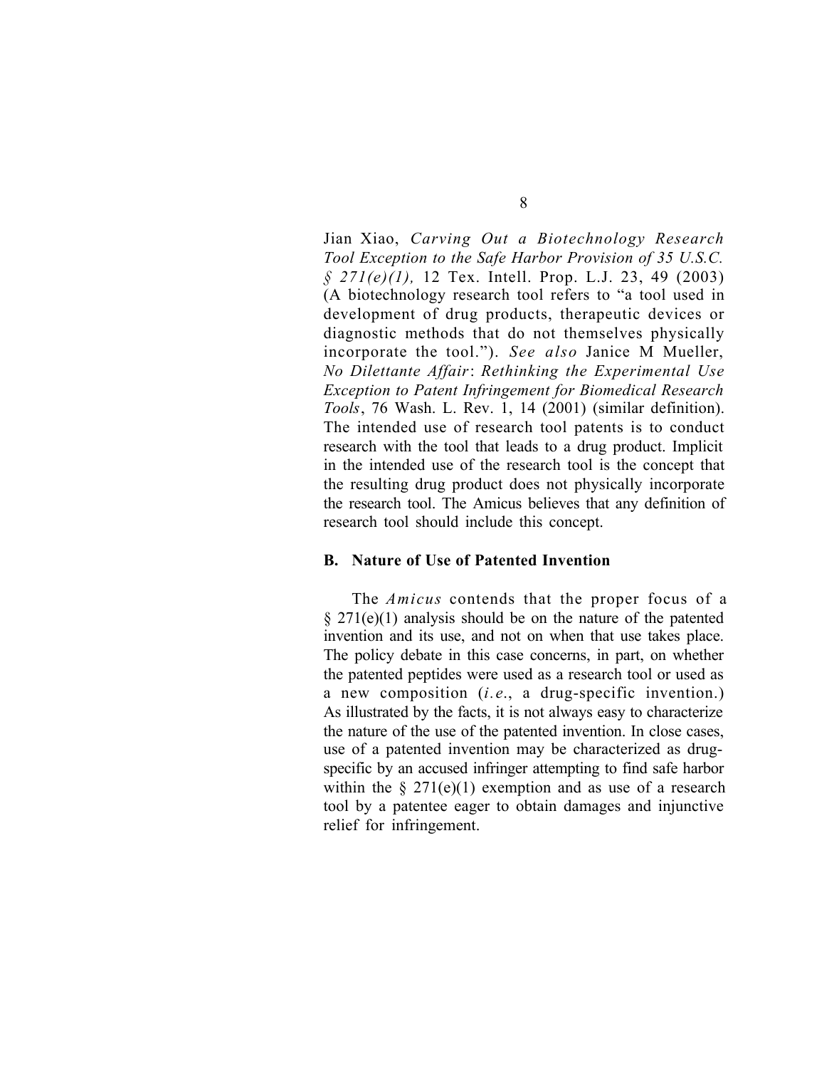Jian Xiao, *Carving Out a Biotechnology Research Tool Exception to the Safe Harbor Provision of 35 U.S.C. § 271(e)(1),* 12 Tex. Intell. Prop. L.J. 23, 49 (2003) (A biotechnology research tool refers to "a tool used in development of drug products, therapeutic devices or diagnostic methods that do not themselves physically incorporate the tool."). *See also* Janice M Mueller, *No Dilettante Affair*: *Rethinking the Experimental Use Exception to Patent Infringement for Biomedical Research Tools*, 76 Wash. L. Rev. 1, 14 (2001) (similar definition). The intended use of research tool patents is to conduct research with the tool that leads to a drug product. Implicit in the intended use of the research tool is the concept that the resulting drug product does not physically incorporate the research tool. The Amicus believes that any definition of research tool should include this concept.

### B. Nature of Use of Patented Invention

The *Amicus* contends that the proper focus of a § 271(e)(1) analysis should be on the nature of the patented invention and its use, and not on when that use takes place. The policy debate in this case concerns, in part, on whether the patented peptides were used as a research tool or used as a new composition (*i.e.*, a drug-specific invention.) As illustrated by the facts, it is not always easy to characterize the nature of the use of the patented invention. In close cases, use of a patented invention may be characterized as drug-specific by an accused infringer attempting to find safe harbor within the § 271(e)(1) exemption and as use of a research tool by a patentee eager to obtain damages and injunctive relief for infringement.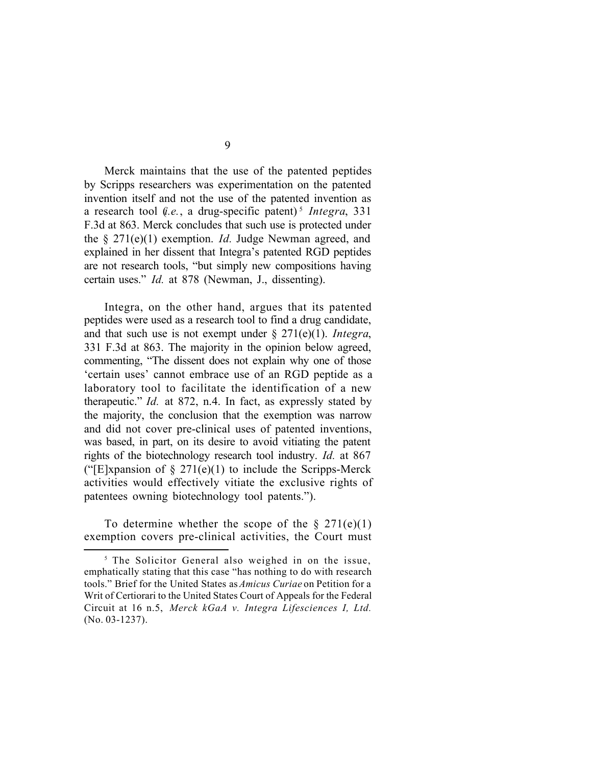Merck maintains that the use of the patented peptides by Scripps researchers was experimentation on the patented invention itself and not the use of the patented invention as a research tool (*i.e.*, a drug-specific patent)[5] *Integra*, 331 F.3d at 863. Merck concludes that such use is protected under the § 271(e)(1) exemption. *Id.* Judge Newman agreed, and explained in her dissent that Integra's patented RGD peptides are not research tools, "but simply new compositions having certain uses." *Id.* at 878 (Newman, J., dissenting).

Integra, on the other hand, argues that its patented peptides were used as a research tool to find a drug candidate, and that such use is not exempt under § 271(e)(1). *Integra*, 331 F.3d at 863. The majority in the opinion below agreed, commenting, "The dissent does not explain why one of those 'certain uses' cannot embrace use of an RGD peptide as a laboratory tool to facilitate the identification of a new therapeutic." *Id.* at 872, n.4. In fact, as expressly stated by the majority, the conclusion that the exemption was narrow and did not cover pre-clinical uses of patented inventions, was based, in part, on its desire to avoid vitiating the patent rights of the biotechnology research tool industry. *Id.* at 867 ("[E]xpansion of § 271(e)(1) to include the Scripps-Merck activities would effectively vitiate the exclusive rights of patentees owning biotechnology tool patents.").

To determine whether the scope of the § 271(e)(1) exemption covers pre-clinical activities, the Court must

---

[5] The Solicitor General also weighed in on the issue, emphatically stating that this case "has nothing to do with research tools." Brief for the United States as *Amicus Curiae* on Petition for a Writ of Certiorari to the United States Court of Appeals for the Federal Circuit at 16 n.5, *Merck kGaA v. Integra Lifesciences I, Ltd.* (No. 03-1237).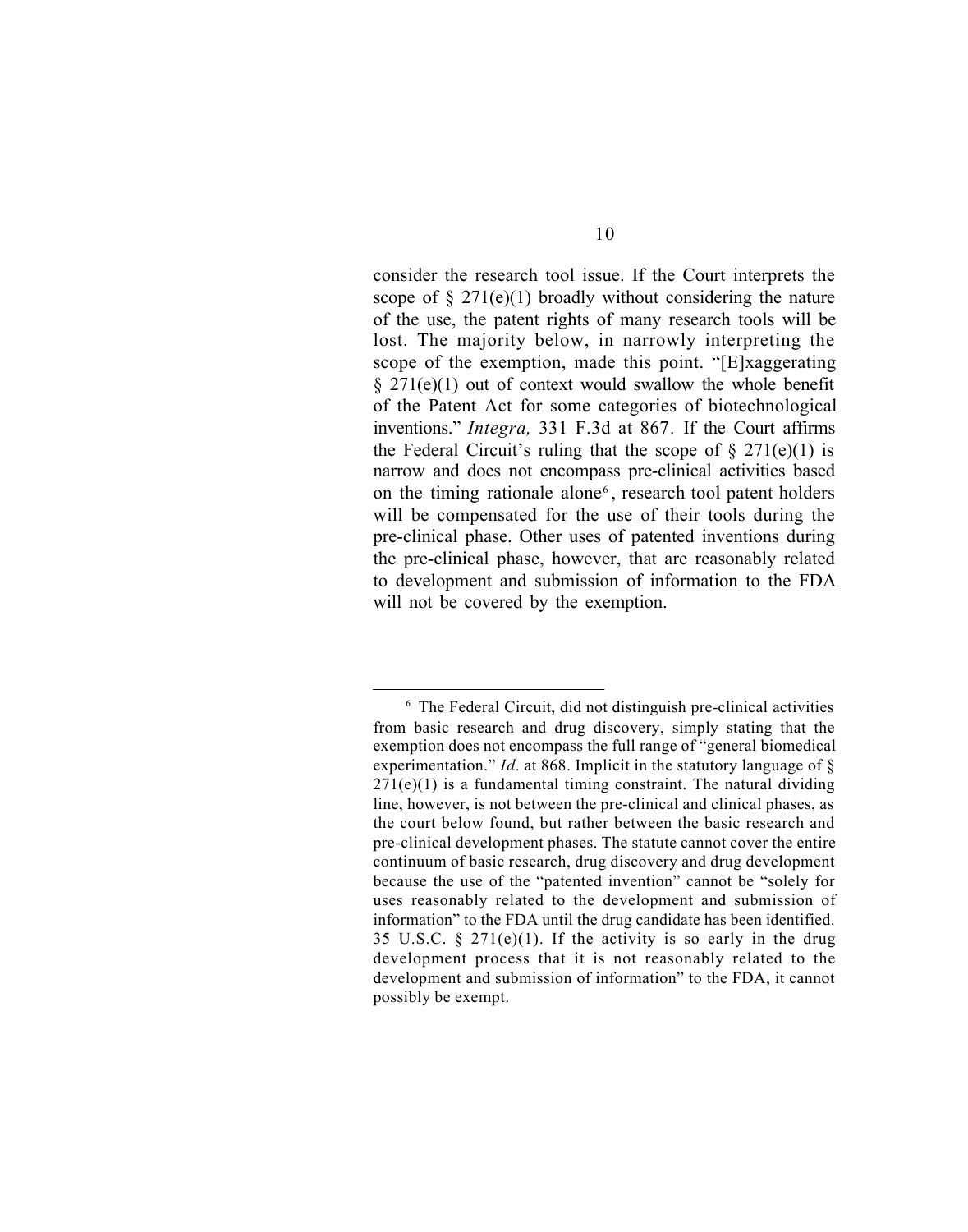consider the research tool issue. If the Court interprets the scope of § 271(e)(1) broadly without considering the nature of the use, the patent rights of many research tools will be lost. The majority below, in narrowly interpreting the scope of the exemption, made this point. "[E]xaggerating § 271(e)(1) out of context would swallow the whole benefit of the Patent Act for some categories of biotechnological inventions." *Integra,* 331 F.3d at 867. If the Court affirms the Federal Circuit's ruling that the scope of § 271(e)(1) is narrow and does not encompass pre-clinical activities based on the timing rationale alone[6], research tool patent holders will be compensated for the use of their tools during the pre-clinical phase. Other uses of patented inventions during the pre-clinical phase, however, that are reasonably related to development and submission of information to the FDA will not be covered by the exemption.

---

[6] The Federal Circuit, did not distinguish pre-clinical activities from basic research and drug discovery, simply stating that the exemption does not encompass the full range of "general biomedical experimentation." *Id.* at 868. Implicit in the statutory language of § 271(e)(1) is a fundamental timing constraint. The natural dividing line, however, is not between the pre-clinical and clinical phases, as the court below found, but rather between the basic research and pre-clinical development phases. The statute cannot cover the entire continuum of basic research, drug discovery and drug development because the use of the "patented invention" cannot be "solely for uses reasonably related to the development and submission of information" to the FDA until the drug candidate has been identified. 35 U.S.C. § 271(e)(1). If the activity is so early in the drug development process that it is not reasonably related to the development and submission of information" to the FDA, it cannot possibly be exempt.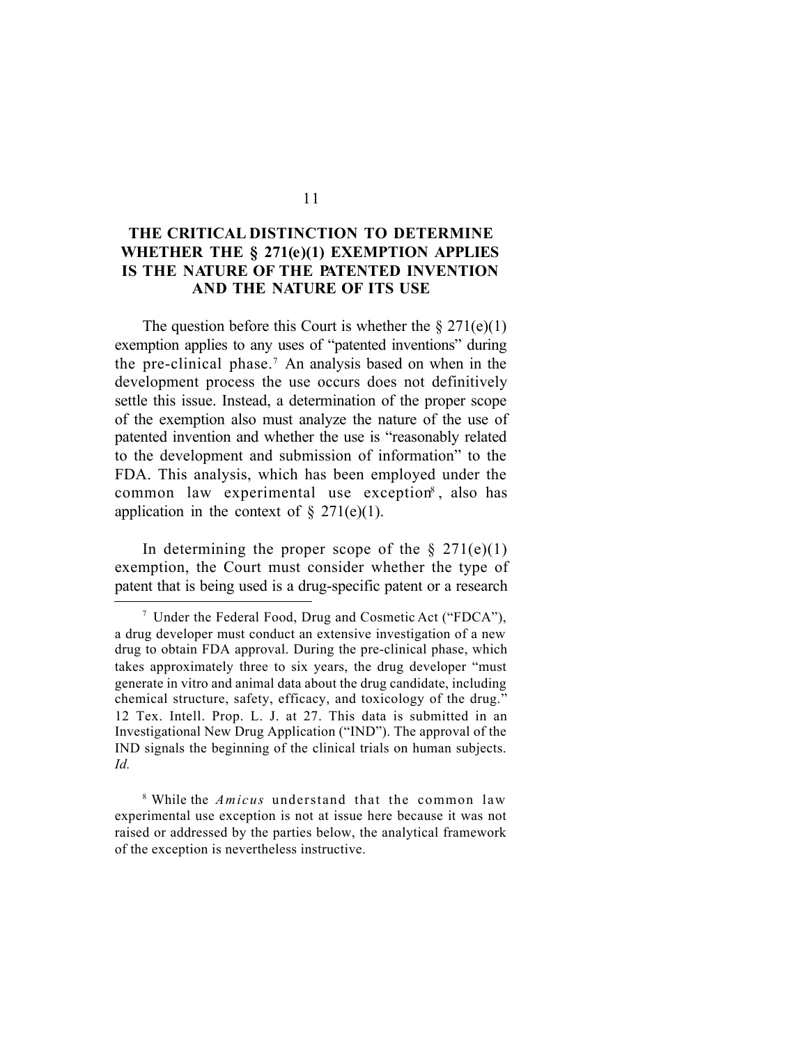## THE CRITICAL DISTINCTION TO DETERMINE WHETHER THE § 271(e)(1) EXEMPTION APPLIES IS THE NATURE OF THE PATENTED INVENTION AND THE NATURE OF ITS USE

The question before this Court is whether the § 271(e)(1) exemption applies to any uses of "patented inventions" during the pre-clinical phase.[7] An analysis based on when in the development process the use occurs does not definitively settle this issue. Instead, a determination of the proper scope of the exemption also must analyze the nature of the use of patented invention and whether the use is "reasonably related to the development and submission of information" to the FDA. This analysis, which has been employed under the common law experimental use exception[8], also has application in the context of § 271(e)(1).

In determining the proper scope of the § 271(e)(1) exemption, the Court must consider whether the type of patent that is being used is a drug-specific patent or a research

---

[7] Under the Federal Food, Drug and Cosmetic Act ("FDCA"), a drug developer must conduct an extensive investigation of a new drug to obtain FDA approval. During the pre-clinical phase, which takes approximately three to six years, the drug developer "must generate in vitro and animal data about the drug candidate, including chemical structure, safety, efficacy, and toxicology of the drug." 12 Tex. Intell. Prop. L. J. at 27. This data is submitted in an Investigational New Drug Application ("IND"). The approval of the IND signals the beginning of the clinical trials on human subjects. *Id.*

[8] While the *Amicus* understand that the common law experimental use exception is not at issue here because it was not raised or addressed by the parties below, the analytical framework of the exception is nevertheless instructive.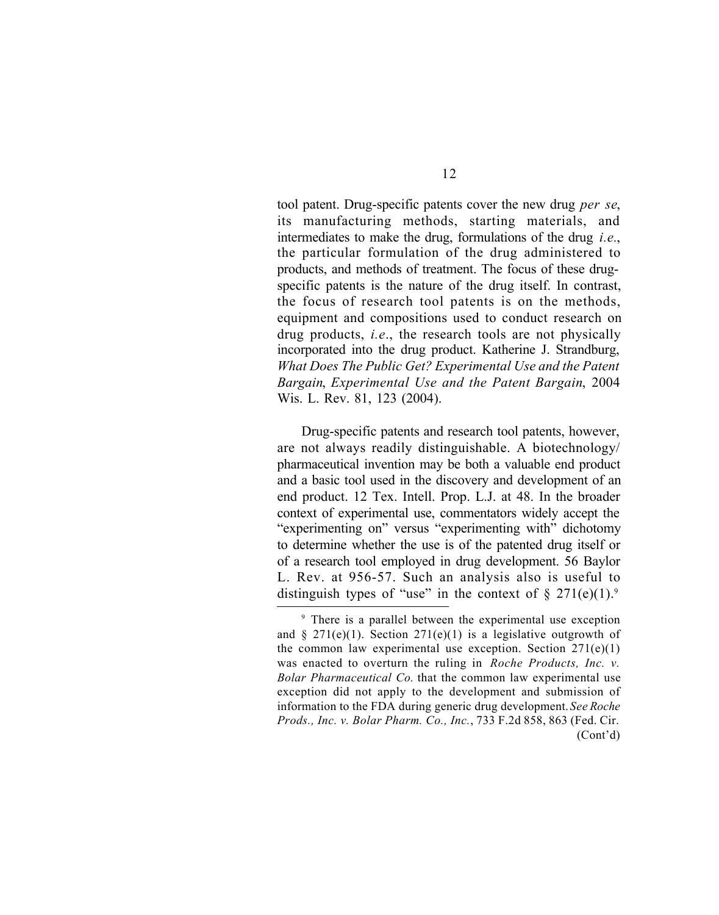tool patent. Drug-specific patents cover the new drug *per se*, its manufacturing methods, starting materials, and intermediates to make the drug, formulations of the drug *i.e.*, the particular formulation of the drug administered to products, and methods of treatment. The focus of these drug-specific patents is the nature of the drug itself. In contrast, the focus of research tool patents is on the methods, equipment and compositions used to conduct research on drug products, *i.e*., the research tools are not physically incorporated into the drug product. Katherine J. Strandburg, *What Does The Public Get? Experimental Use and the Patent Bargain*, *Experimental Use and the Patent Bargain*, 2004 Wis. L. Rev. 81, 123 (2004).

Drug-specific patents and research tool patents, however, are not always readily distinguishable. A biotechnology/ pharmaceutical invention may be both a valuable end product and a basic tool used in the discovery and development of an end product. 12 Tex. Intell. Prop. L.J. at 48. In the broader context of experimental use, commentators widely accept the "experimenting on" versus "experimenting with" dichotomy to determine whether the use is of the patented drug itself or of a research tool employed in drug development. 56 Baylor L. Rev. at 956-57. Such an analysis also is useful to distinguish types of "use" in the context of § 271(e)(1).[9]

---

[9] There is a parallel between the experimental use exception and § 271(e)(1). Section 271(e)(1) is a legislative outgrowth of the common law experimental use exception. Section 271(e)(1) was enacted to overturn the ruling in *Roche Products, Inc. v. Bolar Pharmaceutical Co.* that the common law experimental use exception did not apply to the development and submission of information to the FDA during generic drug development. *See Roche Prods., Inc. v. Bolar Pharm. Co., Inc.*, 733 F.2d 858, 863 (Fed. Cir. (Cont'd)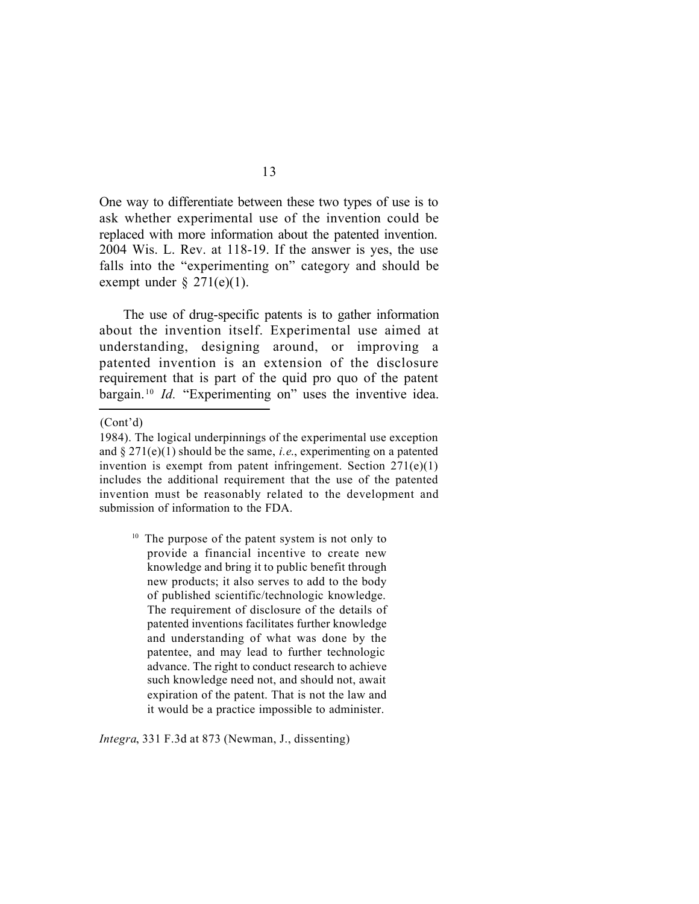One way to differentiate between these two types of use is to ask whether experimental use of the invention could be replaced with more information about the patented invention. 2004 Wis. L. Rev. at 118-19. If the answer is yes, the use falls into the "experimenting on" category and should be exempt under § 271(e)(1).

The use of drug-specific patents is to gather information about the invention itself. Experimental use aimed at understanding, designing around, or improving a patented invention is an extension of the disclosure requirement that is part of the quid pro quo of the patent bargain.[10] *Id.* "Experimenting on" uses the inventive idea.

---

(Cont'd)

1984). The logical underpinnings of the experimental use exception and § 271(e)(1) should be the same, *i.e.*, experimenting on a patented invention is exempt from patent infringement. Section 271(e)(1) includes the additional requirement that the use of the patented invention must be reasonably related to the development and submission of information to the FDA.

> [10] The purpose of the patent system is not only to provide a financial incentive to create new knowledge and bring it to public benefit through new products; it also serves to add to the body of published scientific/technologic knowledge. The requirement of disclosure of the details of patented inventions facilitates further knowledge and understanding of what was done by the patentee, and may lead to further technologic advance. The right to conduct research to achieve such knowledge need not, and should not, await expiration of the patent. That is not the law and it would be a practice impossible to administer.

*Integra*, 331 F.3d at 873 (Newman, J., dissenting)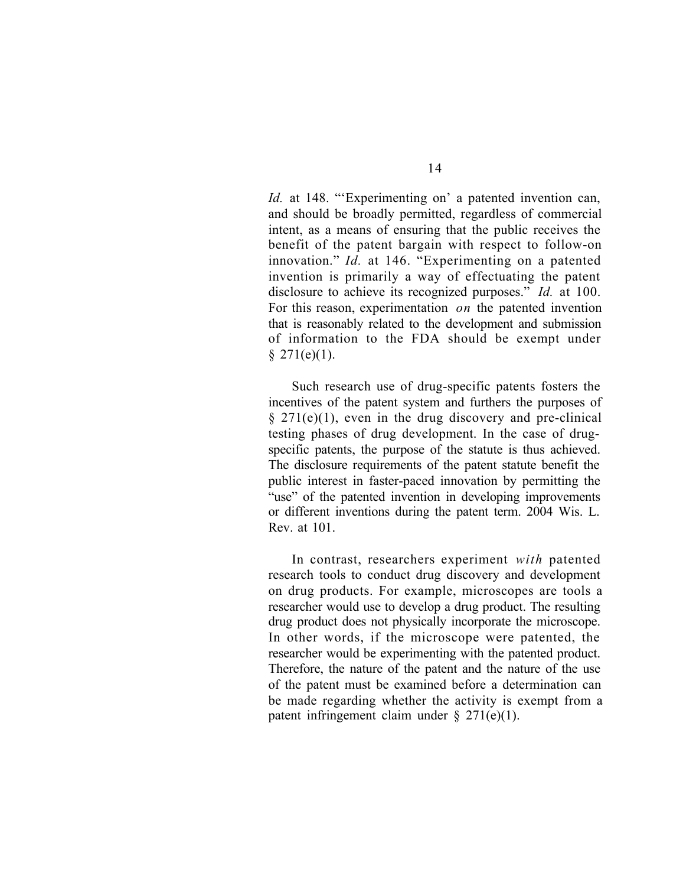*Id.* at 148. "'Experimenting on' a patented invention can, and should be broadly permitted, regardless of commercial intent, as a means of ensuring that the public receives the benefit of the patent bargain with respect to follow-on innovation." *Id.* at 146. "Experimenting on a patented invention is primarily a way of effectuating the patent disclosure to achieve its recognized purposes." *Id.* at 100. For this reason, experimentation *on* the patented invention that is reasonably related to the development and submission of information to the FDA should be exempt under § 271(e)(1).

Such research use of drug-specific patents fosters the incentives of the patent system and furthers the purposes of § 271(e)(1), even in the drug discovery and pre-clinical testing phases of drug development. In the case of drug-specific patents, the purpose of the statute is thus achieved. The disclosure requirements of the patent statute benefit the public interest in faster-paced innovation by permitting the "use" of the patented invention in developing improvements or different inventions during the patent term. 2004 Wis. L. Rev. at 101.

In contrast, researchers experiment *with* patented research tools to conduct drug discovery and development on drug products. For example, microscopes are tools a researcher would use to develop a drug product. The resulting drug product does not physically incorporate the microscope. In other words, if the microscope were patented, the researcher would be experimenting with the patented product. Therefore, the nature of the patent and the nature of the use of the patent must be examined before a determination can be made regarding whether the activity is exempt from a patent infringement claim under § 271(e)(1).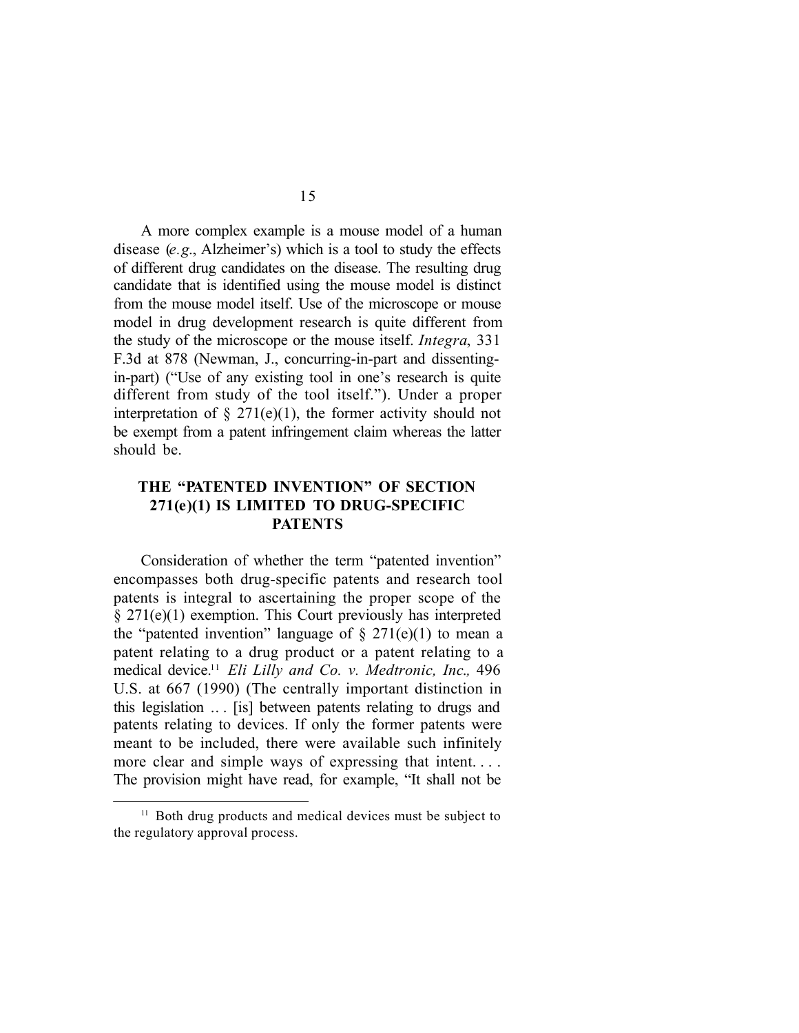A more complex example is a mouse model of a human disease (*e.g*., Alzheimer's) which is a tool to study the effects of different drug candidates on the disease. The resulting drug candidate that is identified using the mouse model is distinct from the mouse model itself. Use of the microscope or mouse model in drug development research is quite different from the study of the microscope or the mouse itself. *Integra*, 331 F.3d at 878 (Newman, J., concurring-in-part and dissenting-in-part) ("Use of any existing tool in one's research is quite different from study of the tool itself."). Under a proper interpretation of § 271(e)(1), the former activity should not be exempt from a patent infringement claim whereas the latter should be.

## THE "PATENTED INVENTION" OF SECTION 271(e)(1) IS LIMITED TO DRUG-SPECIFIC PATENTS

Consideration of whether the term "patented invention" encompasses both drug-specific patents and research tool patents is integral to ascertaining the proper scope of the § 271(e)(1) exemption. This Court previously has interpreted the "patented invention" language of § 271(e)(1) to mean a patent relating to a drug product or a patent relating to a medical device.[11] *Eli Lilly and Co. v. Medtronic, Inc.,* 496 U.S. at 667 (1990) (The centrally important distinction in this legislation .. . [is] between patents relating to drugs and patents relating to devices. If only the former patents were meant to be included, there were available such infinitely more clear and simple ways of expressing that intent. . . . The provision might have read, for example, "It shall not be

[11] Both drug products and medical devices must be subject to the regulatory approval process.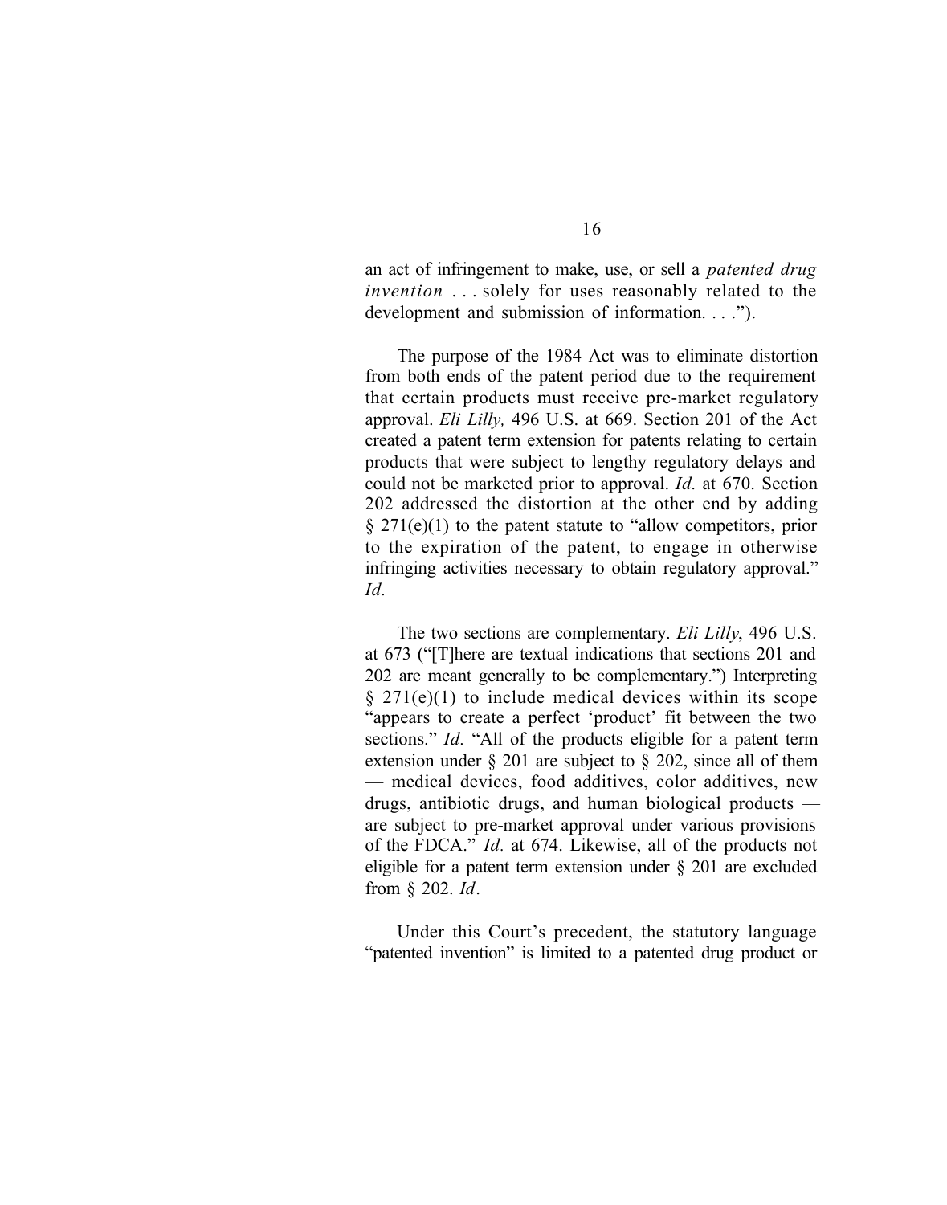an act of infringement to make, use, or sell a *patented drug invention* . . . solely for uses reasonably related to the development and submission of information. . . .").

The purpose of the 1984 Act was to eliminate distortion from both ends of the patent period due to the requirement that certain products must receive pre-market regulatory approval. *Eli Lilly,* 496 U.S. at 669. Section 201 of the Act created a patent term extension for patents relating to certain products that were subject to lengthy regulatory delays and could not be marketed prior to approval. *Id.* at 670. Section 202 addressed the distortion at the other end by adding § 271(e)(1) to the patent statute to "allow competitors, prior to the expiration of the patent, to engage in otherwise infringing activities necessary to obtain regulatory approval." *Id.*

The two sections are complementary. *Eli Lilly*, 496 U.S. at 673 ("[T]here are textual indications that sections 201 and 202 are meant generally to be complementary.") Interpreting § 271(e)(1) to include medical devices within its scope "appears to create a perfect 'product' fit between the two sections." *Id.* "All of the products eligible for a patent term extension under § 201 are subject to § 202, since all of them — medical devices, food additives, color additives, new drugs, antibiotic drugs, and human biological products — are subject to pre-market approval under various provisions of the FDCA." *Id.* at 674. Likewise, all of the products not eligible for a patent term extension under § 201 are excluded from § 202. *Id*.

Under this Court's precedent, the statutory language "patented invention" is limited to a patented drug product or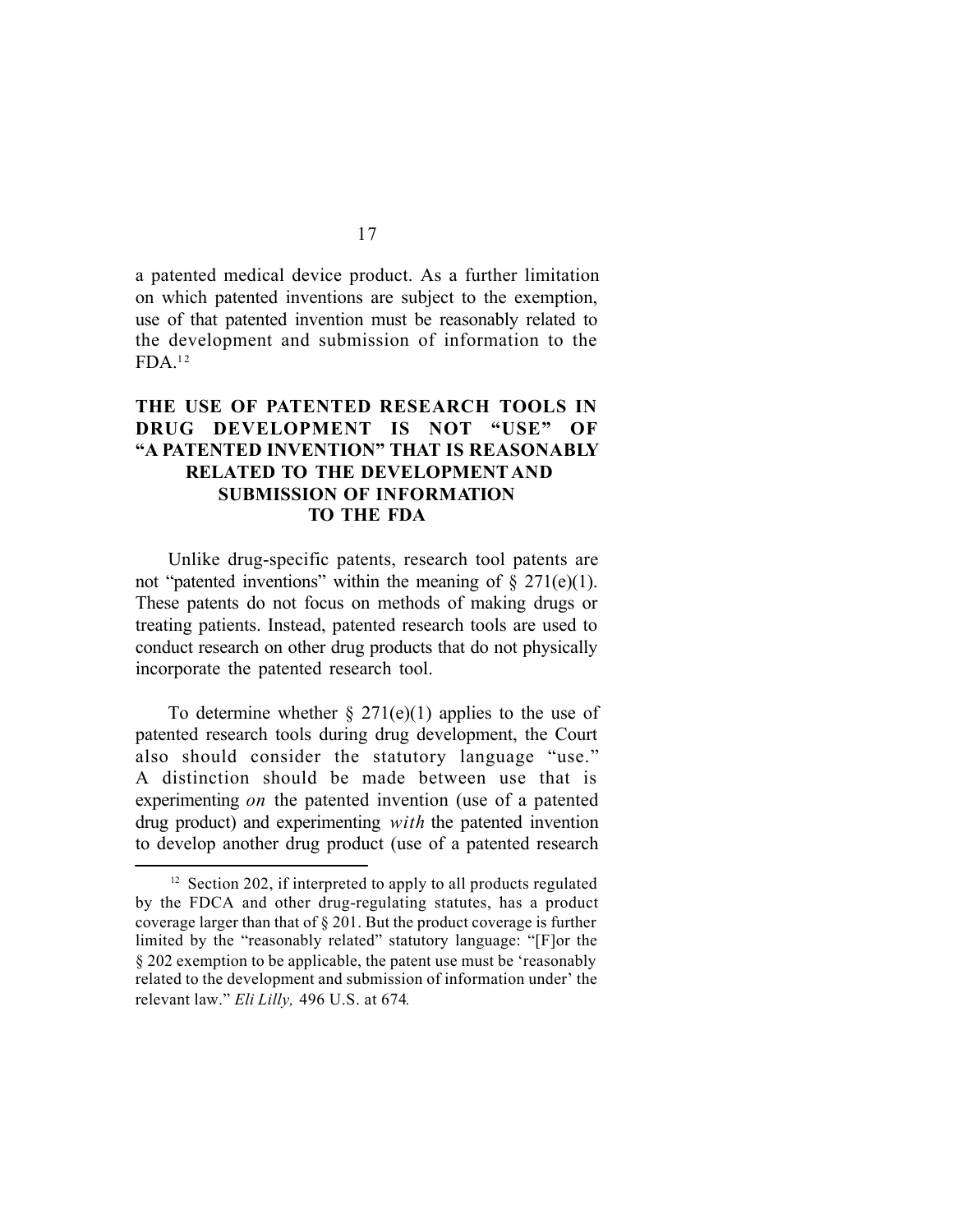a patented medical device product. As a further limitation on which patented inventions are subject to the exemption, use of that patented invention must be reasonably related to the development and submission of information to the FDA.[12]

## THE USE OF PATENTED RESEARCH TOOLS IN DRUG DEVELOPMENT IS NOT "USE" OF "A PATENTED INVENTION" THAT IS REASONABLY RELATED TO THE DEVELOPMENT AND SUBMISSION OF INFORMATION TO THE FDA

Unlike drug-specific patents, research tool patents are not "patented inventions" within the meaning of § 271(e)(1). These patents do not focus on methods of making drugs or treating patients. Instead, patented research tools are used to conduct research on other drug products that do not physically incorporate the patented research tool.

To determine whether § 271(e)(1) applies to the use of patented research tools during drug development, the Court also should consider the statutory language "use." A distinction should be made between use that is experimenting *on* the patented invention (use of a patented drug product) and experimenting *with* the patented invention to develop another drug product (use of a patented research

---

[12] Section 202, if interpreted to apply to all products regulated by the FDCA and other drug-regulating statutes, has a product coverage larger than that of § 201. But the product coverage is further limited by the "reasonably related" statutory language: "[F]or the § 202 exemption to be applicable, the patent use must be 'reasonably related to the development and submission of information under' the relevant law." *Eli Lilly,* 496 U.S. at 674.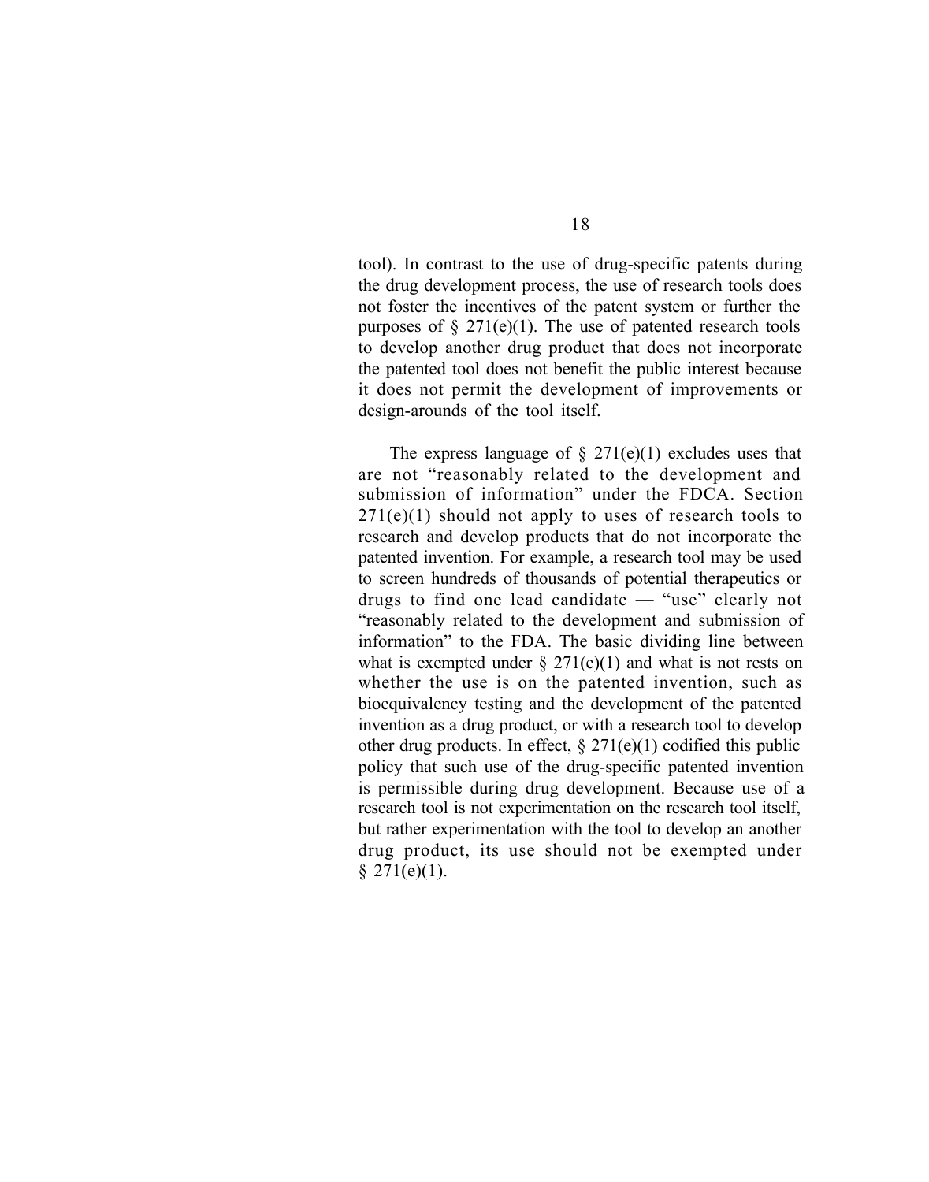tool). In contrast to the use of drug-specific patents during the drug development process, the use of research tools does not foster the incentives of the patent system or further the purposes of § 271(e)(1). The use of patented research tools to develop another drug product that does not incorporate the patented tool does not benefit the public interest because it does not permit the development of improvements or design-arounds of the tool itself.

The express language of § 271(e)(1) excludes uses that are not "reasonably related to the development and submission of information" under the FDCA. Section 271(e)(1) should not apply to uses of research tools to research and develop products that do not incorporate the patented invention. For example, a research tool may be used to screen hundreds of thousands of potential therapeutics or drugs to find one lead candidate — "use" clearly not "reasonably related to the development and submission of information" to the FDA. The basic dividing line between what is exempted under § 271(e)(1) and what is not rests on whether the use is on the patented invention, such as bioequivalency testing and the development of the patented invention as a drug product, or with a research tool to develop other drug products. In effect, § 271(e)(1) codified this public policy that such use of the drug-specific patented invention is permissible during drug development. Because use of a research tool is not experimentation on the research tool itself, but rather experimentation with the tool to develop an another drug product, its use should not be exempted under § 271(e)(1).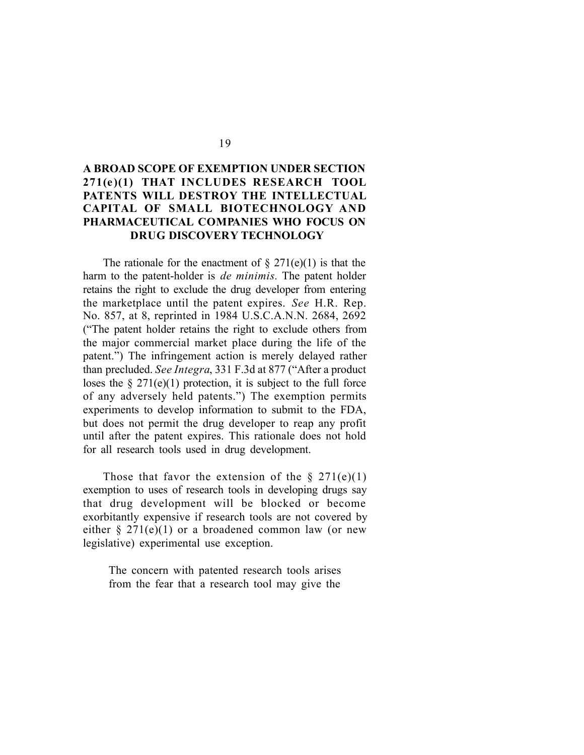## A BROAD SCOPE OF EXEMPTION UNDER SECTION 271(e)(1) THAT INCLUDES RESEARCH TOOL PATENTS WILL DESTROY THE INTELLECTUAL CAPITAL OF SMALL BIOTECHNOLOGY AND PHARMACEUTICAL COMPANIES WHO FOCUS ON DRUG DISCOVERY TECHNOLOGY

The rationale for the enactment of § 271(e)(1) is that the harm to the patent-holder is *de minimis.* The patent holder retains the right to exclude the drug developer from entering the marketplace until the patent expires. *See* H.R. Rep. No. 857, at 8, reprinted in 1984 U.S.C.A.N.N. 2684, 2692 ("The patent holder retains the right to exclude others from the major commercial market place during the life of the patent.") The infringement action is merely delayed rather than precluded. *See Integra*, 331 F.3d at 877 ("After a product loses the § 271(e)(1) protection, it is subject to the full force of any adversely held patents.") The exemption permits experiments to develop information to submit to the FDA, but does not permit the drug developer to reap any profit until after the patent expires. This rationale does not hold for all research tools used in drug development.

Those that favor the extension of the § 271(e)(1) exemption to uses of research tools in developing drugs say that drug development will be blocked or become exorbitantly expensive if research tools are not covered by either § 271(e)(1) or a broadened common law (or new legislative) experimental use exception.

> The concern with patented research tools arises from the fear that a research tool may give the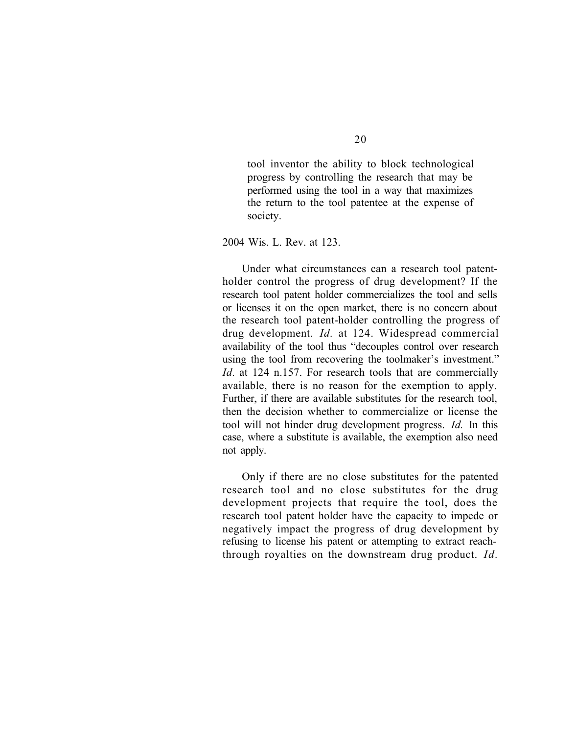> tool inventor the ability to block technological progress by controlling the research that may be performed using the tool in a way that maximizes the return to the tool patentee at the expense of society.

2004 Wis. L. Rev. at 123.

Under what circumstances can a research tool patent-holder control the progress of drug development? If the research tool patent holder commercializes the tool and sells or licenses it on the open market, there is no concern about the research tool patent-holder controlling the progress of drug development. *Id.* at 124. Widespread commercial availability of the tool thus "decouples control over research using the tool from recovering the toolmaker's investment." *Id.* at 124 n.157. For research tools that are commercially available, there is no reason for the exemption to apply. Further, if there are available substitutes for the research tool, then the decision whether to commercialize or license the tool will not hinder drug development progress. *Id.* In this case, where a substitute is available, the exemption also need not apply.

Only if there are no close substitutes for the patented research tool and no close substitutes for the drug development projects that require the tool, does the research tool patent holder have the capacity to impede or negatively impact the progress of drug development by refusing to license his patent or attempting to extract reach-through royalties on the downstream drug product. *Id.*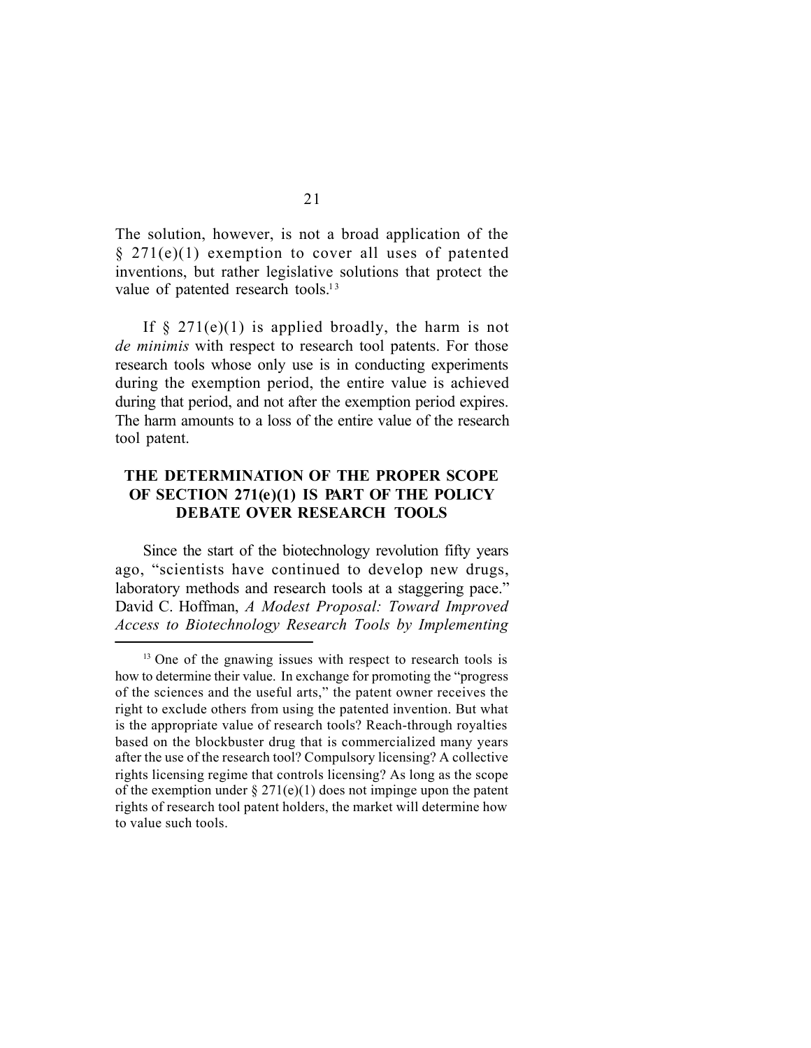The solution, however, is not a broad application of the § 271(e)(1) exemption to cover all uses of patented inventions, but rather legislative solutions that protect the value of patented research tools.[13]

If § 271(e)(1) is applied broadly, the harm is not *de minimis* with respect to research tool patents. For those research tools whose only use is in conducting experiments during the exemption period, the entire value is achieved during that period, and not after the exemption period expires. The harm amounts to a loss of the entire value of the research tool patent.

## THE DETERMINATION OF THE PROPER SCOPE OF SECTION 271(e)(1) IS PART OF THE POLICY DEBATE OVER RESEARCH TOOLS

Since the start of the biotechnology revolution fifty years ago, "scientists have continued to develop new drugs, laboratory methods and research tools at a staggering pace." David C. Hoffman, *A Modest Proposal: Toward Improved Access to Biotechnology Research Tools by Implementing*

---

[13] One of the gnawing issues with respect to research tools is how to determine their value. In exchange for promoting the "progress of the sciences and the useful arts," the patent owner receives the right to exclude others from using the patented invention. But what is the appropriate value of research tools? Reach-through royalties based on the blockbuster drug that is commercialized many years after the use of the research tool? Compulsory licensing? A collective rights licensing regime that controls licensing? As long as the scope of the exemption under § 271(e)(1) does not impinge upon the patent rights of research tool patent holders, the market will determine how to value such tools.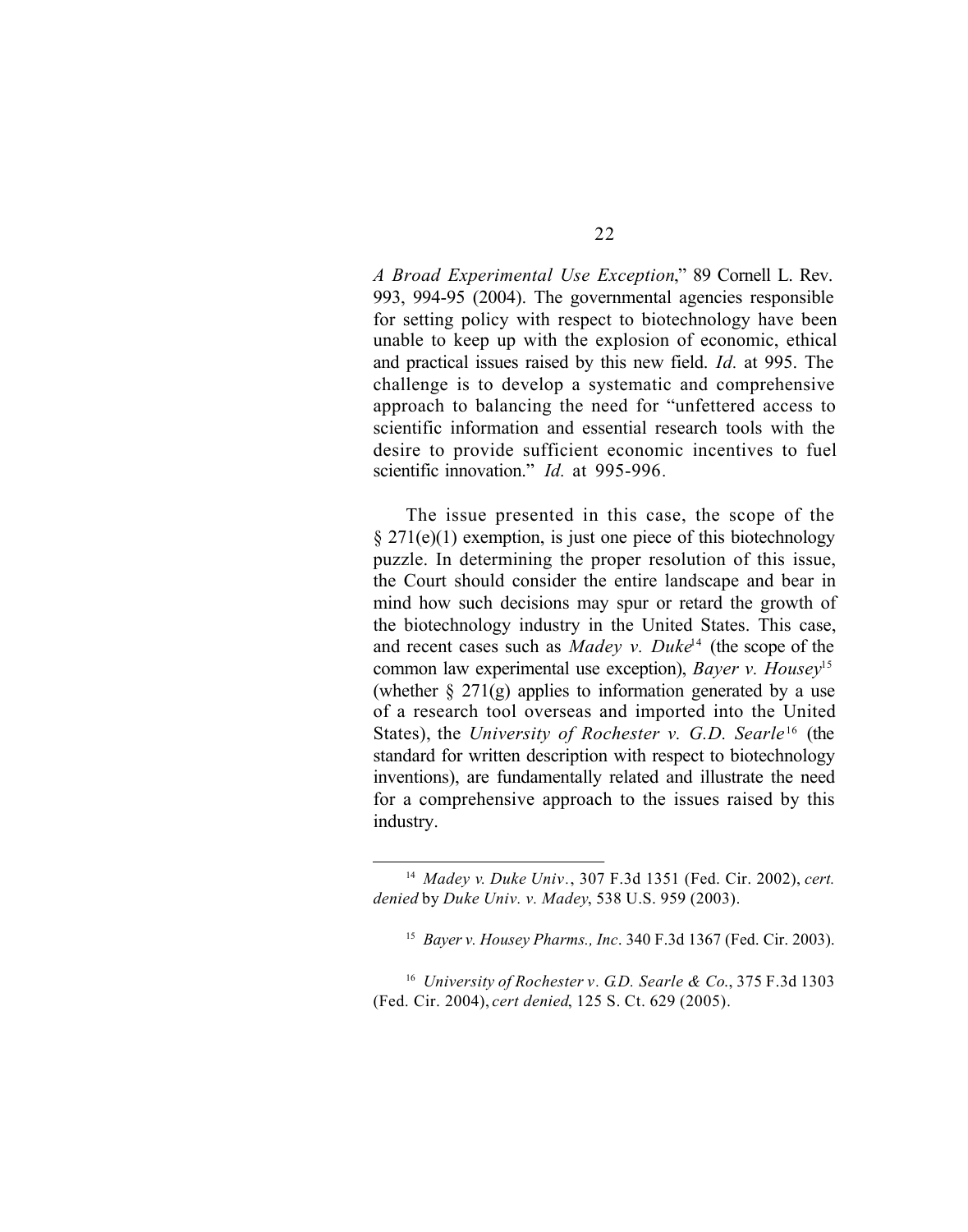*A Broad Experimental Use Exception*," 89 Cornell L. Rev. 993, 994-95 (2004). The governmental agencies responsible for setting policy with respect to biotechnology have been unable to keep up with the explosion of economic, ethical and practical issues raised by this new field. *Id.* at 995. The challenge is to develop a systematic and comprehensive approach to balancing the need for "unfettered access to scientific information and essential research tools with the desire to provide sufficient economic incentives to fuel scientific innovation." *Id.* at 995-996.

The issue presented in this case, the scope of the § 271(e)(1) exemption, is just one piece of this biotechnology puzzle. In determining the proper resolution of this issue, the Court should consider the entire landscape and bear in mind how such decisions may spur or retard the growth of the biotechnology industry in the United States. This case, and recent cases such as *Madey v. Duke*[14] (the scope of the common law experimental use exception), *Bayer v. Housey*[15] (whether § 271(g) applies to information generated by a use of a research tool overseas and imported into the United States), the *University of Rochester v. G.D. Searle*[16] (the standard for written description with respect to biotechnology inventions), are fundamentally related and illustrate the need for a comprehensive approach to the issues raised by this industry.

---

[14] *Madey v. Duke Univ.*, 307 F.3d 1351 (Fed. Cir. 2002), *cert. denied* by *Duke Univ. v. Madey*, 538 U.S. 959 (2003).

[15] *Bayer v. Housey Pharms., Inc*. 340 F.3d 1367 (Fed. Cir. 2003).

[16] *University of Rochester v. G.D. Searle & Co.*, 375 F.3d 1303 (Fed. Cir. 2004), *cert denied*, 125 S. Ct. 629 (2005).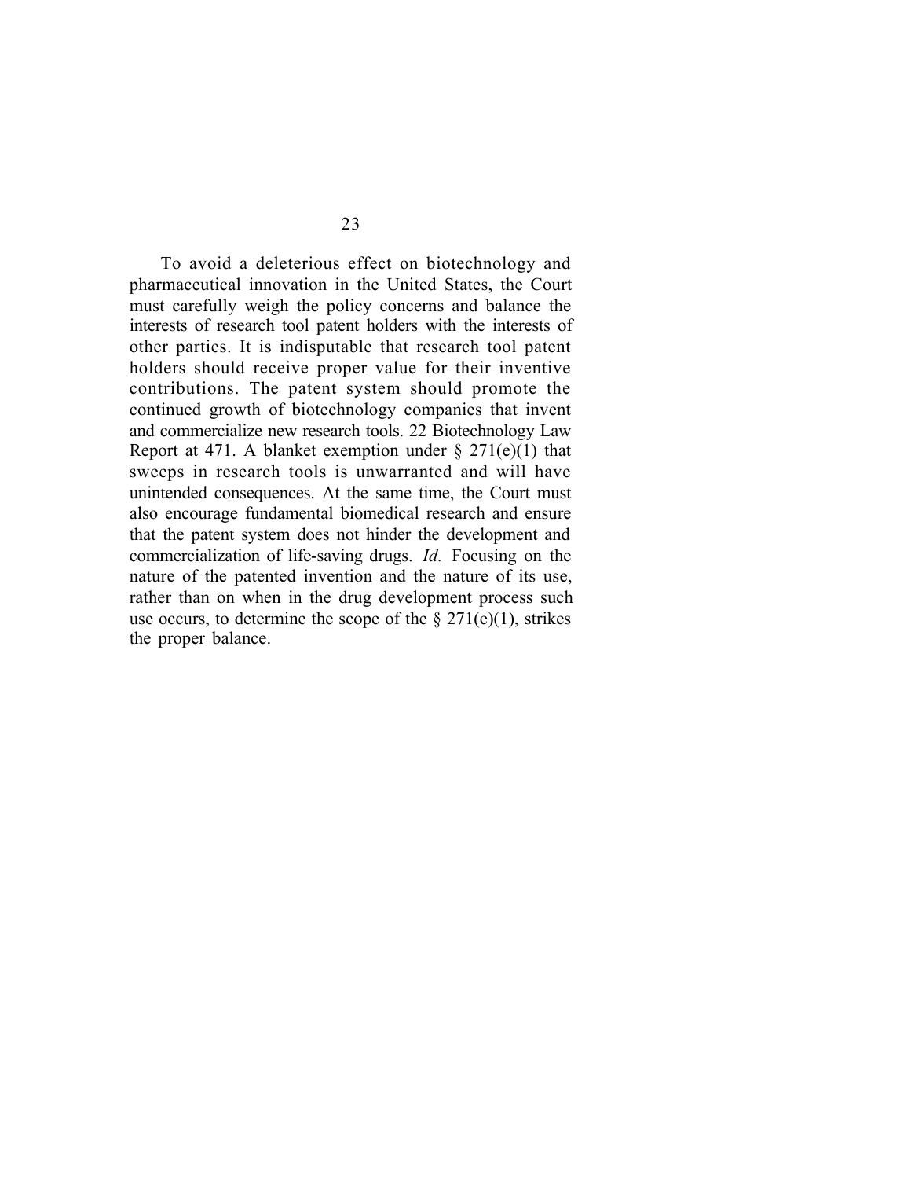To avoid a deleterious effect on biotechnology and pharmaceutical innovation in the United States, the Court must carefully weigh the policy concerns and balance the interests of research tool patent holders with the interests of other parties. It is indisputable that research tool patent holders should receive proper value for their inventive contributions. The patent system should promote the continued growth of biotechnology companies that invent and commercialize new research tools. 22 Biotechnology Law Report at 471. A blanket exemption under § 271(e)(1) that sweeps in research tools is unwarranted and will have unintended consequences. At the same time, the Court must also encourage fundamental biomedical research and ensure that the patent system does not hinder the development and commercialization of life-saving drugs. *Id.* Focusing on the nature of the patented invention and the nature of its use, rather than on when in the drug development process such use occurs, to determine the scope of the § 271(e)(1), strikes the proper balance.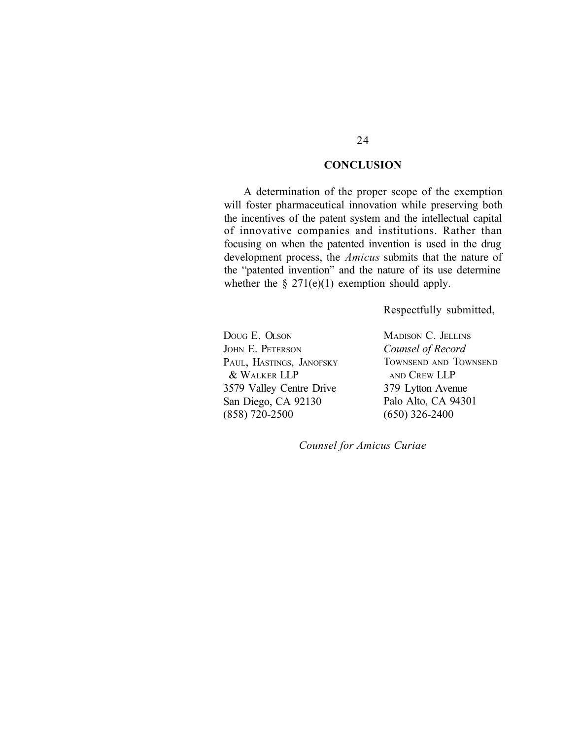## CONCLUSION

A determination of the proper scope of the exemption will foster pharmaceutical innovation while preserving both the incentives of the patent system and the intellectual capital of innovative companies and institutions. Rather than focusing on when the patented invention is used in the drug development process, the *Amicus* submits that the nature of the "patented invention" and the nature of its use determine whether the § 271(e)(1) exemption should apply.

Respectfully submitted,

DOUG E. OLSON
JOHN E. PETERSON
PAUL, HASTINGS, JANOFSKY & WALKER LLP
3579 Valley Centre Drive
San Diego, CA 92130
(858) 720-2500

MADISON C. JELLINS
*Counsel of Record*
TOWNSEND AND TOWNSEND AND CREW LLP
379 Lytton Avenue
Palo Alto, CA 94301
(650) 326-2400

*Counsel for Amicus Curiae*